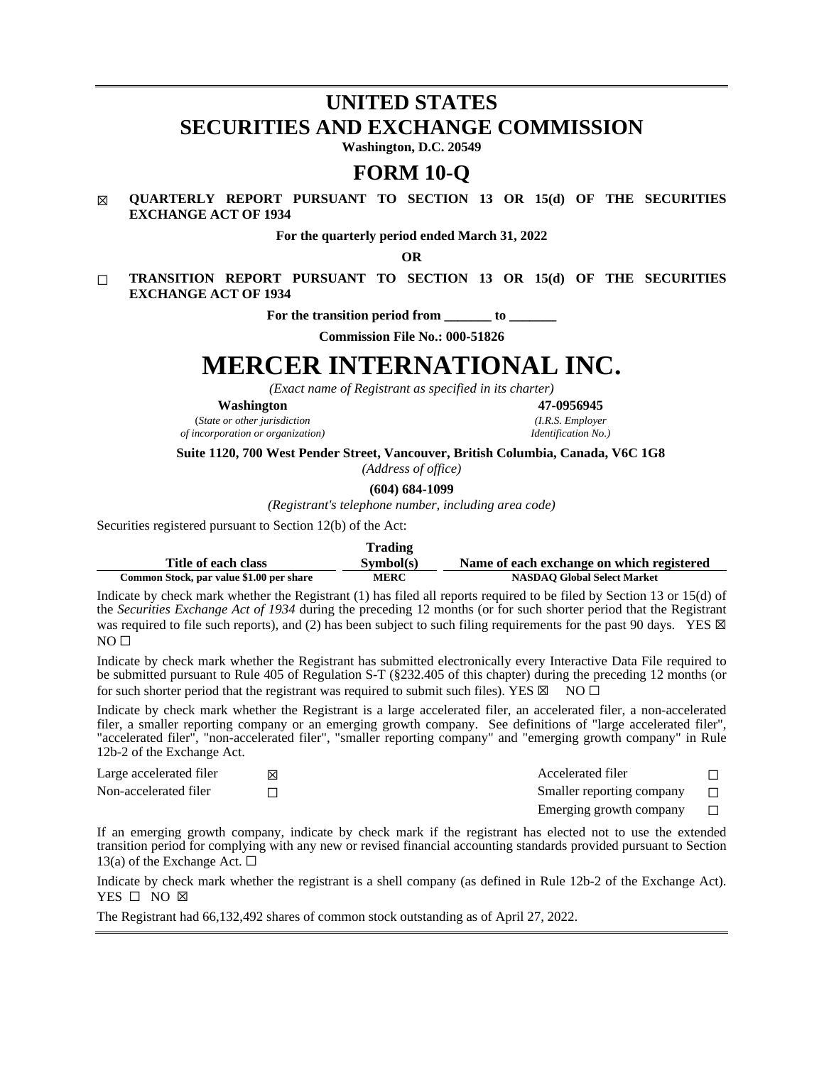# UNITED STATES
# SECURITIES AND EXCHANGE COMMISSION

**Washington, D.C. 20549**

# FORM 10-Q

☒ **QUARTERLY REPORT PURSUANT TO SECTION 13 OR 15(d) OF THE SECURITIES EXCHANGE ACT OF 1934**

**For the quarterly period ended March 31, 2022**

**OR**

☐ **TRANSITION REPORT PURSUANT TO SECTION 13 OR 15(d) OF THE SECURITIES EXCHANGE ACT OF 1934**

**For the transition period from _______ to _______**

**Commission File No.: 000-51826**

# MERCER INTERNATIONAL INC.

*(Exact name of Registrant as specified in its charter)*

| **Washington** | **47-0956945** |
|---|---|
| *(State or other jurisdiction of incorporation or organization)* | *(I.R.S. Employer Identification No.)* |

**Suite 1120, 700 West Pender Street, Vancouver, British Columbia, Canada, V6C 1G8**

*(Address of office)*

**(604) 684-1099**

*(Registrant's telephone number, including area code)*

Securities registered pursuant to Section 12(b) of the Act:

| Title of each class | Trading Symbol(s) | Name of each exchange on which registered |
|---|---|---|
| Common Stock, par value $1.00 per share | MERC | NASDAQ Global Select Market |

Indicate by check mark whether the Registrant (1) has filed all reports required to be filed by Section 13 or 15(d) of the *Securities Exchange Act of 1934* during the preceding 12 months (or for such shorter period that the Registrant was required to file such reports), and (2) has been subject to such filing requirements for the past 90 days. YES ☒ NO ☐

Indicate by check mark whether the Registrant has submitted electronically every Interactive Data File required to be submitted pursuant to Rule 405 of Regulation S-T (§232.405 of this chapter) during the preceding 12 months (or for such shorter period that the registrant was required to submit such files). YES ☒ NO ☐

Indicate by check mark whether the Registrant is a large accelerated filer, an accelerated filer, a non-accelerated filer, a smaller reporting company or an emerging growth company. See definitions of "large accelerated filer", "accelerated filer", "non-accelerated filer", "smaller reporting company" and "emerging growth company" in Rule 12b-2 of the Exchange Act.

| | | | |
|---|---|---|---|
| Large accelerated filer | ☒ | Accelerated filer | ☐ |
| Non-accelerated filer | ☐ | Smaller reporting company | ☐ |
| | | Emerging growth company | ☐ |

If an emerging growth company, indicate by check mark if the registrant has elected not to use the extended transition period for complying with any new or revised financial accounting standards provided pursuant to Section 13(a) of the Exchange Act. ☐

Indicate by check mark whether the registrant is a shell company (as defined in Rule 12b-2 of the Exchange Act). YES ☐ NO ☒

The Registrant had 66,132,492 shares of common stock outstanding as of April 27, 2022.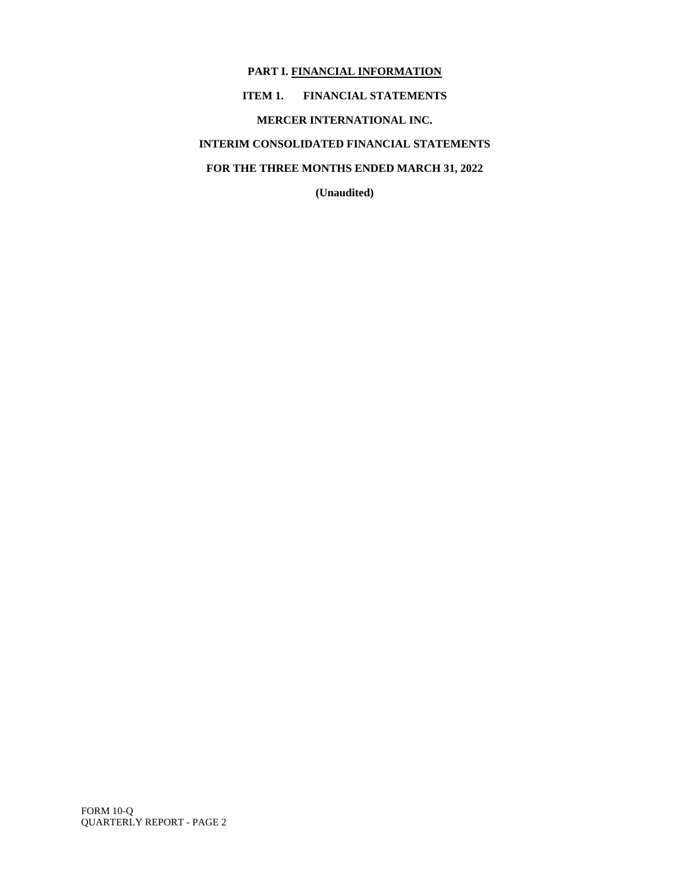# PART I. FINANCIAL INFORMATION

## ITEM 1. FINANCIAL STATEMENTS

**MERCER INTERNATIONAL INC.**

**INTERIM CONSOLIDATED FINANCIAL STATEMENTS**

**FOR THE THREE MONTHS ENDED MARCH 31, 2022**

**(Unaudited)**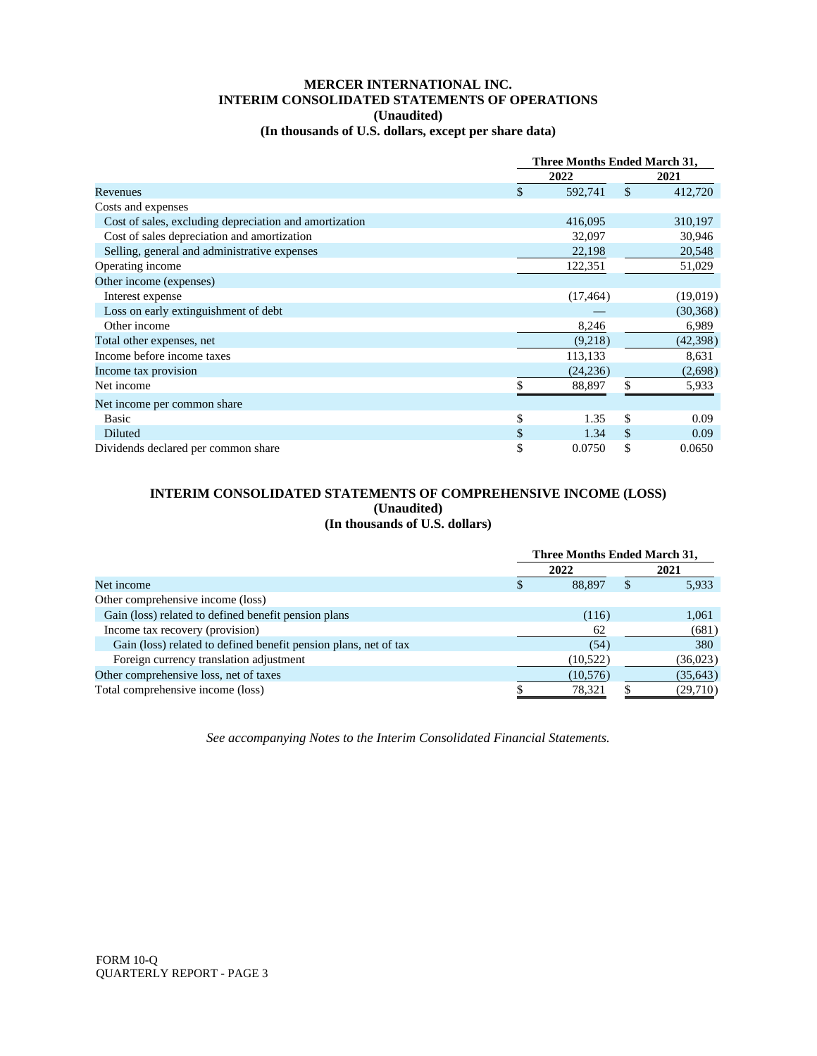# MERCER INTERNATIONAL INC.

## INTERIM CONSOLIDATED STATEMENTS OF OPERATIONS

**(Unaudited)**

**(In thousands of U.S. dollars, except per share data)**

| | Three Months Ended March 31, | |
|---|---|---|
| | 2022 | 2021 |
| Revenues | $ 592,741 | $ 412,720 |
| Costs and expenses | | |
| Cost of sales, excluding depreciation and amortization | 416,095 | 310,197 |
| Cost of sales depreciation and amortization | 32,097 | 30,946 |
| Selling, general and administrative expenses | 22,198 | 20,548 |
| Operating income | 122,351 | 51,029 |
| Other income (expenses) | | |
| Interest expense | (17,464) | (19,019) |
| Loss on early extinguishment of debt | — | (30,368) |
| Other income | 8,246 | 6,989 |
| Total other expenses, net | (9,218) | (42,398) |
| Income before income taxes | 113,133 | 8,631 |
| Income tax provision | (24,236) | (2,698) |
| Net income | $ 88,897 | $ 5,933 |
| Net income per common share | | |
| Basic | $ 1.35 | $ 0.09 |
| Diluted | $ 1.34 | $ 0.09 |
| Dividends declared per common share | $ 0.0750 | $ 0.0650 |

## INTERIM CONSOLIDATED STATEMENTS OF COMPREHENSIVE INCOME (LOSS)

**(Unaudited)**

**(In thousands of U.S. dollars)**

| | Three Months Ended March 31, | |
|---|---|---|
| | 2022 | 2021 |
| Net income | $ 88,897 | $ 5,933 |
| Other comprehensive income (loss) | | |
| Gain (loss) related to defined benefit pension plans | (116) | 1,061 |
| Income tax recovery (provision) | 62 | (681) |
| Gain (loss) related to defined benefit pension plans, net of tax | (54) | 380 |
| Foreign currency translation adjustment | (10,522) | (36,023) |
| Other comprehensive loss, net of taxes | (10,576) | (35,643) |
| Total comprehensive income (loss) | $ 78,321 | $ (29,710) |

*See accompanying Notes to the Interim Consolidated Financial Statements.*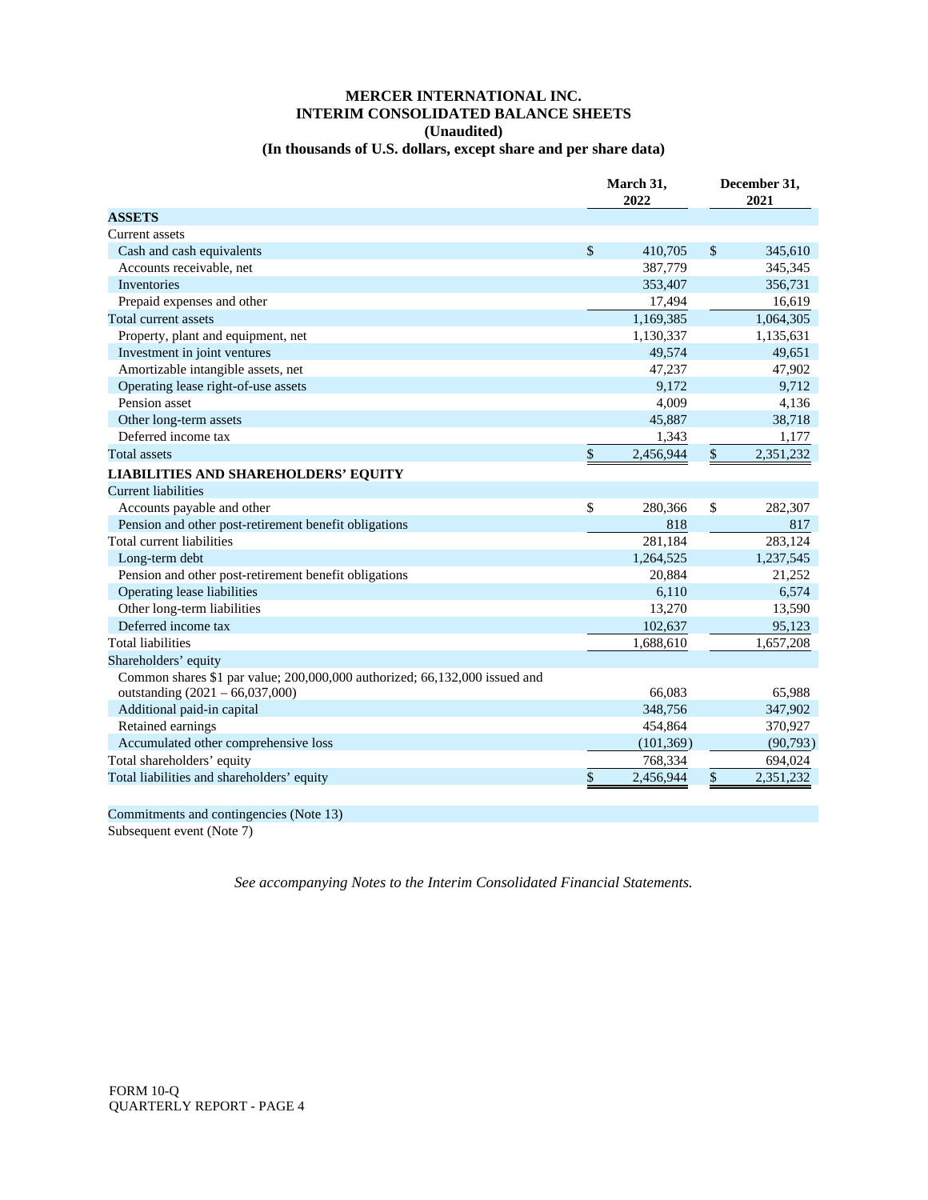# MERCER INTERNATIONAL INC.
## INTERIM CONSOLIDATED BALANCE SHEETS
### (Unaudited)
### (In thousands of U.S. dollars, except share and per share data)

| | March 31, 2022 | December 31, 2021 |
|---|---|---|
| **ASSETS** | | |
| Current assets | | |
| Cash and cash equivalents | $ 410,705 | $ 345,610 |
| Accounts receivable, net | 387,779 | 345,345 |
| Inventories | 353,407 | 356,731 |
| Prepaid expenses and other | 17,494 | 16,619 |
| Total current assets | 1,169,385 | 1,064,305 |
| Property, plant and equipment, net | 1,130,337 | 1,135,631 |
| Investment in joint ventures | 49,574 | 49,651 |
| Amortizable intangible assets, net | 47,237 | 47,902 |
| Operating lease right-of-use assets | 9,172 | 9,712 |
| Pension asset | 4,009 | 4,136 |
| Other long-term assets | 45,887 | 38,718 |
| Deferred income tax | 1,343 | 1,177 |
| Total assets | $ 2,456,944 | $ 2,351,232 |
| **LIABILITIES AND SHAREHOLDERS' EQUITY** | | |
| Current liabilities | | |
| Accounts payable and other | $ 280,366 | $ 282,307 |
| Pension and other post-retirement benefit obligations | 818 | 817 |
| Total current liabilities | 281,184 | 283,124 |
| Long-term debt | 1,264,525 | 1,237,545 |
| Pension and other post-retirement benefit obligations | 20,884 | 21,252 |
| Operating lease liabilities | 6,110 | 6,574 |
| Other long-term liabilities | 13,270 | 13,590 |
| Deferred income tax | 102,637 | 95,123 |
| Total liabilities | 1,688,610 | 1,657,208 |
| Shareholders' equity | | |
| Common shares $1 par value; 200,000,000 authorized; 66,132,000 issued and outstanding (2021 – 66,037,000) | 66,083 | 65,988 |
| Additional paid-in capital | 348,756 | 347,902 |
| Retained earnings | 454,864 | 370,927 |
| Accumulated other comprehensive loss | (101,369) | (90,793) |
| Total shareholders' equity | 768,334 | 694,024 |
| Total liabilities and shareholders' equity | $ 2,456,944 | $ 2,351,232 |

Commitments and contingencies (Note 13)

Subsequent event (Note 7)

*See accompanying Notes to the Interim Consolidated Financial Statements.*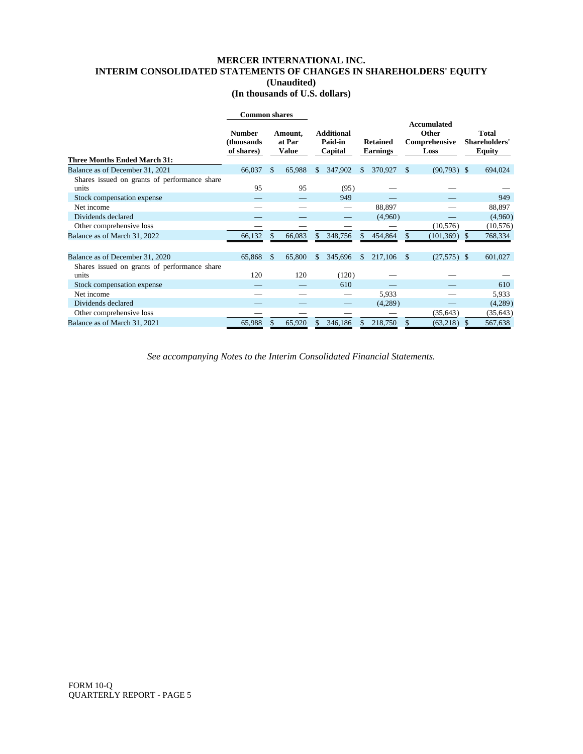# MERCER INTERNATIONAL INC.
## INTERIM CONSOLIDATED STATEMENTS OF CHANGES IN SHAREHOLDERS' EQUITY
### (Unaudited)
### (In thousands of U.S. dollars)

| | Common shares | | | | | |
|---|---|---|---|---|---|---|
| **Three Months Ended March 31:** | **Number (thousands of shares)** | **Amount, at Par Value** | **Additional Paid-in Capital** | **Retained Earnings** | **Accumulated Other Comprehensive Loss** | **Total Shareholders' Equity** |
| Balance as of December 31, 2021 | 66,037 | $ 65,988 | $ 347,902 | $ 370,927 | $ (90,793) | $ 694,024 |
| Shares issued on grants of performance share units | 95 | 95 | (95) | — | — | — |
| Stock compensation expense | — | — | 949 | — | — | 949 |
| Net income | — | — | — | 88,897 | — | 88,897 |
| Dividends declared | — | — | — | (4,960) | — | (4,960) |
| Other comprehensive loss | — | — | — | — | (10,576) | (10,576) |
| Balance as of March 31, 2022 | 66,132 | $ 66,083 | $ 348,756 | $ 454,864 | $ (101,369) | $ 768,334 |
| | | | | | | |
| Balance as of December 31, 2020 | 65,868 | $ 65,800 | $ 345,696 | $ 217,106 | $ (27,575) | $ 601,027 |
| Shares issued on grants of performance share units | 120 | 120 | (120) | — | — | — |
| Stock compensation expense | — | — | 610 | — | — | 610 |
| Net income | — | — | — | 5,933 | — | 5,933 |
| Dividends declared | — | — | — | (4,289) | — | (4,289) |
| Other comprehensive loss | — | — | — | — | (35,643) | (35,643) |
| Balance as of March 31, 2021 | 65,988 | $ 65,920 | $ 346,186 | $ 218,750 | $ (63,218) | $ 567,638 |

*See accompanying Notes to the Interim Consolidated Financial Statements.*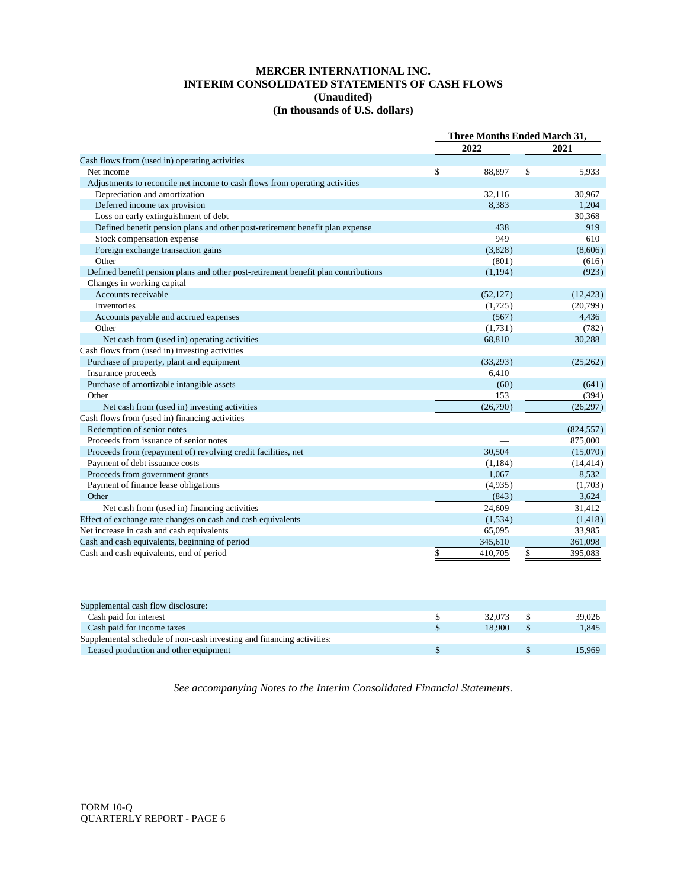# MERCER INTERNATIONAL INC.
# INTERIM CONSOLIDATED STATEMENTS OF CASH FLOWS
## (Unaudited)
## (In thousands of U.S. dollars)

| | Three Months Ended March 31, | |
|---|---|---|
| | 2022 | 2021 |
| Cash flows from (used in) operating activities | | |
| Net income | $ 88,897 | $ 5,933 |
| Adjustments to reconcile net income to cash flows from operating activities | | |
| Depreciation and amortization | 32,116 | 30,967 |
| Deferred income tax provision | 8,383 | 1,204 |
| Loss on early extinguishment of debt | — | 30,368 |
| Defined benefit pension plans and other post-retirement benefit plan expense | 438 | 919 |
| Stock compensation expense | 949 | 610 |
| Foreign exchange transaction gains | (3,828) | (8,606) |
| Other | (801) | (616) |
| Defined benefit pension plans and other post-retirement benefit plan contributions | (1,194) | (923) |
| Changes in working capital | | |
| Accounts receivable | (52,127) | (12,423) |
| Inventories | (1,725) | (20,799) |
| Accounts payable and accrued expenses | (567) | 4,436 |
| Other | (1,731) | (782) |
| Net cash from (used in) operating activities | 68,810 | 30,288 |
| Cash flows from (used in) investing activities | | |
| Purchase of property, plant and equipment | (33,293) | (25,262) |
| Insurance proceeds | 6,410 | — |
| Purchase of amortizable intangible assets | (60) | (641) |
| Other | 153 | (394) |
| Net cash from (used in) investing activities | (26,790) | (26,297) |
| Cash flows from (used in) financing activities | | |
| Redemption of senior notes | — | (824,557) |
| Proceeds from issuance of senior notes | — | 875,000 |
| Proceeds from (repayment of) revolving credit facilities, net | 30,504 | (15,070) |
| Payment of debt issuance costs | (1,184) | (14,414) |
| Proceeds from government grants | 1,067 | 8,532 |
| Payment of finance lease obligations | (4,935) | (1,703) |
| Other | (843) | 3,624 |
| Net cash from (used in) financing activities | 24,609 | 31,412 |
| Effect of exchange rate changes on cash and cash equivalents | (1,534) | (1,418) |
| Net increase in cash and cash equivalents | 65,095 | 33,985 |
| Cash and cash equivalents, beginning of period | 345,610 | 361,098 |
| Cash and cash equivalents, end of period | $ 410,705 | $ 395,083 |

| | | |
|---|---|---|
| Supplemental cash flow disclosure: | | |
| Cash paid for interest | $ 32,073 | $ 39,026 |
| Cash paid for income taxes | $ 18,900 | $ 1,845 |
| Supplemental schedule of non-cash investing and financing activities: | | |
| Leased production and other equipment | $ — | $ 15,969 |

*See accompanying Notes to the Interim Consolidated Financial Statements.*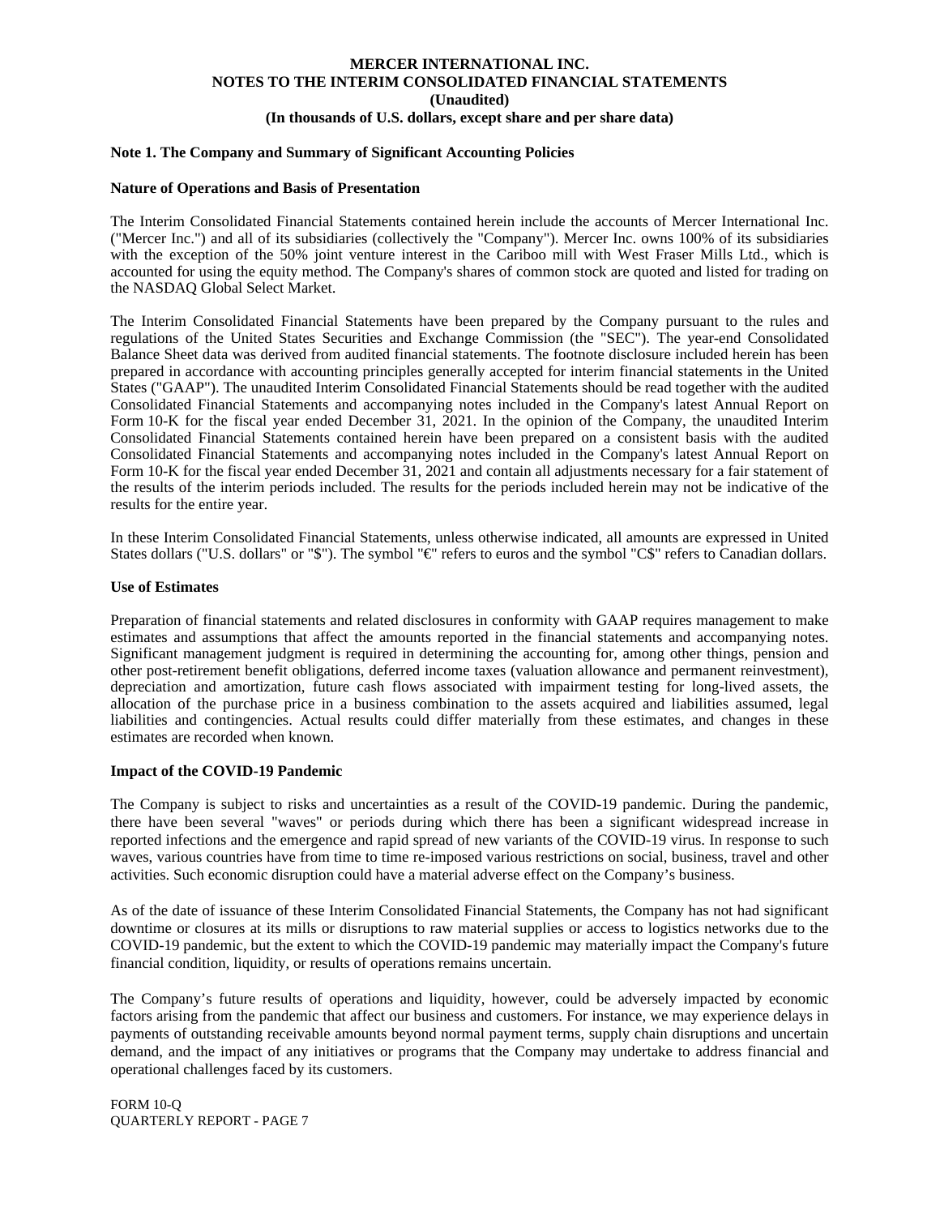**MERCER INTERNATIONAL INC.**
**NOTES TO THE INTERIM CONSOLIDATED FINANCIAL STATEMENTS**
**(Unaudited)**
**(In thousands of U.S. dollars, except share and per share data)**

**Note 1. The Company and Summary of Significant Accounting Policies**

**Nature of Operations and Basis of Presentation**

The Interim Consolidated Financial Statements contained herein include the accounts of Mercer International Inc. ("Mercer Inc.") and all of its subsidiaries (collectively the "Company"). Mercer Inc. owns 100% of its subsidiaries with the exception of the 50% joint venture interest in the Cariboo mill with West Fraser Mills Ltd., which is accounted for using the equity method. The Company's shares of common stock are quoted and listed for trading on the NASDAQ Global Select Market.

The Interim Consolidated Financial Statements have been prepared by the Company pursuant to the rules and regulations of the United States Securities and Exchange Commission (the "SEC"). The year-end Consolidated Balance Sheet data was derived from audited financial statements. The footnote disclosure included herein has been prepared in accordance with accounting principles generally accepted for interim financial statements in the United States ("GAAP"). The unaudited Interim Consolidated Financial Statements should be read together with the audited Consolidated Financial Statements and accompanying notes included in the Company's latest Annual Report on Form 10-K for the fiscal year ended December 31, 2021. In the opinion of the Company, the unaudited Interim Consolidated Financial Statements contained herein have been prepared on a consistent basis with the audited Consolidated Financial Statements and accompanying notes included in the Company's latest Annual Report on Form 10-K for the fiscal year ended December 31, 2021 and contain all adjustments necessary for a fair statement of the results of the interim periods included. The results for the periods included herein may not be indicative of the results for the entire year.

In these Interim Consolidated Financial Statements, unless otherwise indicated, all amounts are expressed in United States dollars ("U.S. dollars" or "$"). The symbol "€" refers to euros and the symbol "C$" refers to Canadian dollars.

**Use of Estimates**

Preparation of financial statements and related disclosures in conformity with GAAP requires management to make estimates and assumptions that affect the amounts reported in the financial statements and accompanying notes. Significant management judgment is required in determining the accounting for, among other things, pension and other post-retirement benefit obligations, deferred income taxes (valuation allowance and permanent reinvestment), depreciation and amortization, future cash flows associated with impairment testing for long-lived assets, the allocation of the purchase price in a business combination to the assets acquired and liabilities assumed, legal liabilities and contingencies. Actual results could differ materially from these estimates, and changes in these estimates are recorded when known.

**Impact of the COVID-19 Pandemic**

The Company is subject to risks and uncertainties as a result of the COVID-19 pandemic. During the pandemic, there have been several "waves" or periods during which there has been a significant widespread increase in reported infections and the emergence and rapid spread of new variants of the COVID-19 virus. In response to such waves, various countries have from time to time re-imposed various restrictions on social, business, travel and other activities. Such economic disruption could have a material adverse effect on the Company's business.

As of the date of issuance of these Interim Consolidated Financial Statements, the Company has not had significant downtime or closures at its mills or disruptions to raw material supplies or access to logistics networks due to the COVID-19 pandemic, but the extent to which the COVID-19 pandemic may materially impact the Company's future financial condition, liquidity, or results of operations remains uncertain.

The Company's future results of operations and liquidity, however, could be adversely impacted by economic factors arising from the pandemic that affect our business and customers. For instance, we may experience delays in payments of outstanding receivable amounts beyond normal payment terms, supply chain disruptions and uncertain demand, and the impact of any initiatives or programs that the Company may undertake to address financial and operational challenges faced by its customers.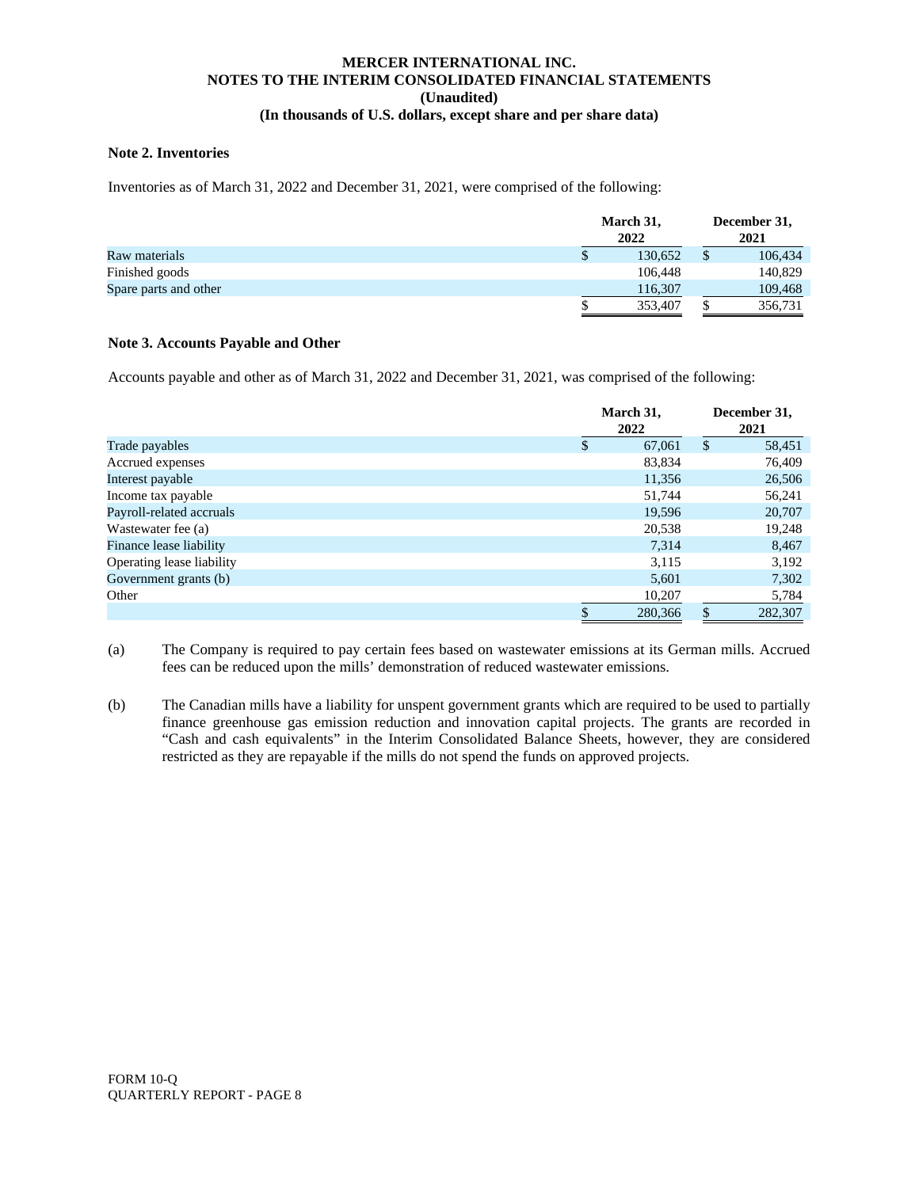**MERCER INTERNATIONAL INC.**
**NOTES TO THE INTERIM CONSOLIDATED FINANCIAL STATEMENTS**
**(Unaudited)**
**(In thousands of U.S. dollars, except share and per share data)**

**Note 2. Inventories**

Inventories as of March 31, 2022 and December 31, 2021, were comprised of the following:

| | March 31, 2022 | December 31, 2021 |
|---|---|---|
| Raw materials | $ 130,652 | $ 106,434 |
| Finished goods | 106,448 | 140,829 |
| Spare parts and other | 116,307 | 109,468 |
| | $ 353,407 | $ 356,731 |

**Note 3. Accounts Payable and Other**

Accounts payable and other as of March 31, 2022 and December 31, 2021, was comprised of the following:

| | March 31, 2022 | December 31, 2021 |
|---|---|---|
| Trade payables | $ 67,061 | $ 58,451 |
| Accrued expenses | 83,834 | 76,409 |
| Interest payable | 11,356 | 26,506 |
| Income tax payable | 51,744 | 56,241 |
| Payroll-related accruals | 19,596 | 20,707 |
| Wastewater fee (a) | 20,538 | 19,248 |
| Finance lease liability | 7,314 | 8,467 |
| Operating lease liability | 3,115 | 3,192 |
| Government grants (b) | 5,601 | 7,302 |
| Other | 10,207 | 5,784 |
| | $ 280,366 | $ 282,307 |

(a) The Company is required to pay certain fees based on wastewater emissions at its German mills. Accrued fees can be reduced upon the mills' demonstration of reduced wastewater emissions.

(b) The Canadian mills have a liability for unspent government grants which are required to be used to partially finance greenhouse gas emission reduction and innovation capital projects. The grants are recorded in "Cash and cash equivalents" in the Interim Consolidated Balance Sheets, however, they are considered restricted as they are repayable if the mills do not spend the funds on approved projects.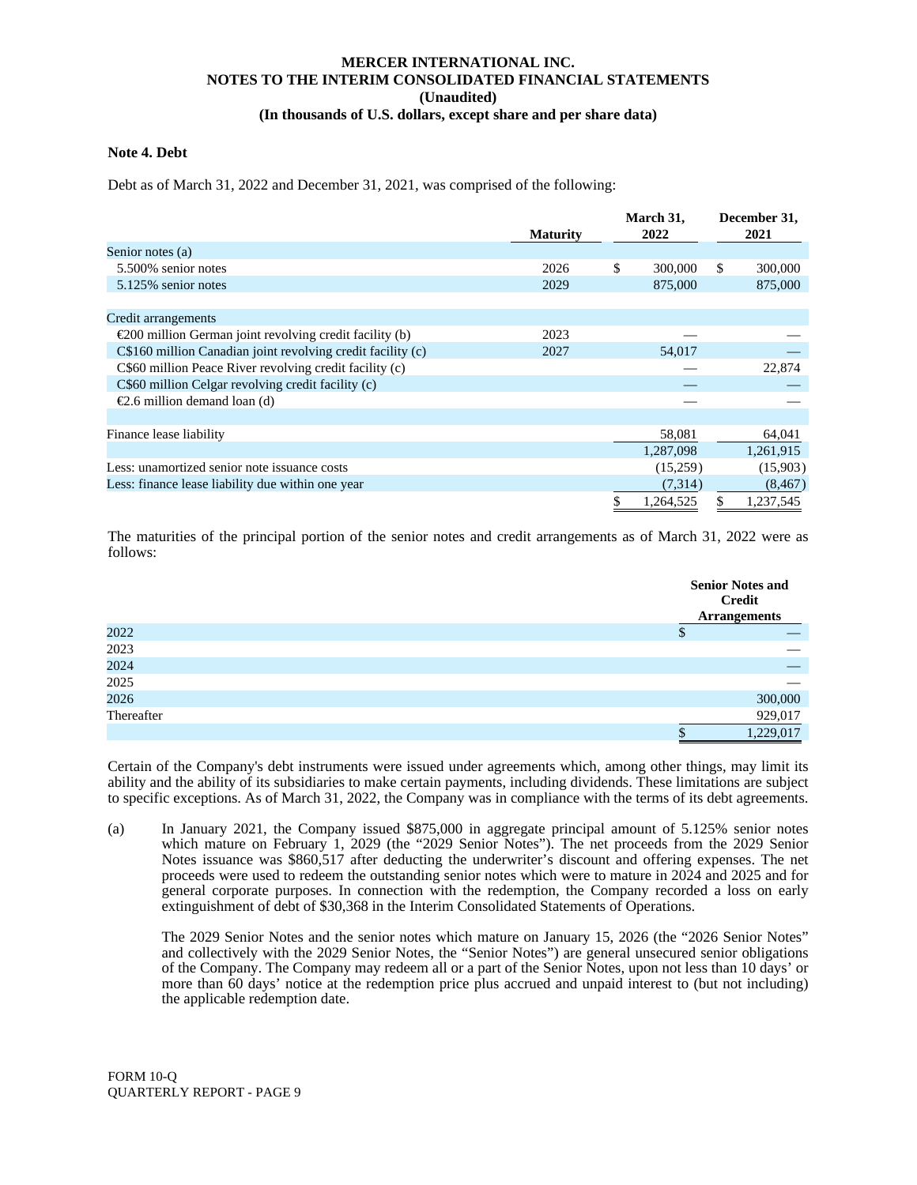## MERCER INTERNATIONAL INC.
## NOTES TO THE INTERIM CONSOLIDATED FINANCIAL STATEMENTS
## (Unaudited)
## (In thousands of U.S. dollars, except share and per share data)

### Note 4. Debt

Debt as of March 31, 2022 and December 31, 2021, was comprised of the following:

| | Maturity | March 31, 2022 | December 31, 2021 |
|---|---|---|---|
| Senior notes (a) | | | |
| 5.500% senior notes | 2026 | $ 300,000 | $ 300,000 |
| 5.125% senior notes | 2029 | 875,000 | 875,000 |
| | | | |
| Credit arrangements | | | |
| €200 million German joint revolving credit facility (b) | 2023 | — | — |
| C$160 million Canadian joint revolving credit facility (c) | 2027 | 54,017 | — |
| C$60 million Peace River revolving credit facility (c) | | — | 22,874 |
| C$60 million Celgar revolving credit facility (c) | | — | — |
| €2.6 million demand loan (d) | | — | — |
| | | | |
| Finance lease liability | | 58,081 | 64,041 |
| | | 1,287,098 | 1,261,915 |
| Less: unamortized senior note issuance costs | | (15,259) | (15,903) |
| Less: finance lease liability due within one year | | (7,314) | (8,467) |
| | | $ 1,264,525 | $ 1,237,545 |

The maturities of the principal portion of the senior notes and credit arrangements as of March 31, 2022 were as follows:

| | Senior Notes and Credit Arrangements |
|---|---|
| 2022 | $ — |
| 2023 | — |
| 2024 | — |
| 2025 | — |
| 2026 | 300,000 |
| Thereafter | 929,017 |
| | $ 1,229,017 |

Certain of the Company's debt instruments were issued under agreements which, among other things, may limit its ability and the ability of its subsidiaries to make certain payments, including dividends. These limitations are subject to specific exceptions. As of March 31, 2022, the Company was in compliance with the terms of its debt agreements.

(a) In January 2021, the Company issued $875,000 in aggregate principal amount of 5.125% senior notes which mature on February 1, 2029 (the "2029 Senior Notes"). The net proceeds from the 2029 Senior Notes issuance was $860,517 after deducting the underwriter's discount and offering expenses. The net proceeds were used to redeem the outstanding senior notes which were to mature in 2024 and 2025 and for general corporate purposes. In connection with the redemption, the Company recorded a loss on early extinguishment of debt of $30,368 in the Interim Consolidated Statements of Operations.

The 2029 Senior Notes and the senior notes which mature on January 15, 2026 (the "2026 Senior Notes" and collectively with the 2029 Senior Notes, the "Senior Notes") are general unsecured senior obligations of the Company. The Company may redeem all or a part of the Senior Notes, upon not less than 10 days' or more than 60 days' notice at the redemption price plus accrued and unpaid interest to (but not including) the applicable redemption date.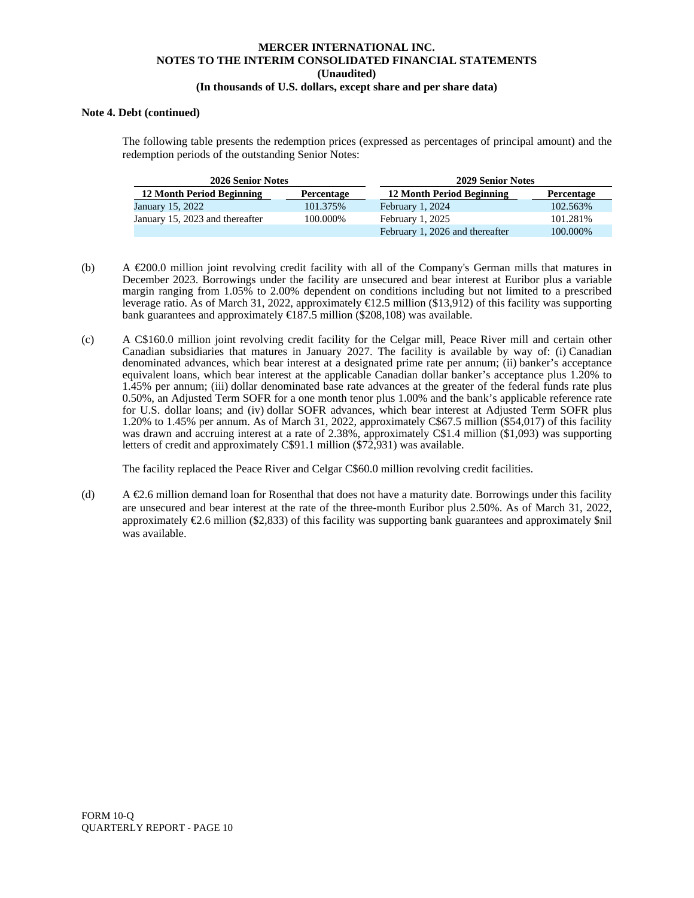**Note 4. Debt (continued)**

The following table presents the redemption prices (expressed as percentages of principal amount) and the redemption periods of the outstanding Senior Notes:

| 2026 Senior Notes | | 2029 Senior Notes | |
|---|---|---|---|
| **12 Month Period Beginning** | **Percentage** | **12 Month Period Beginning** | **Percentage** |
| January 15, 2022 | 101.375% | February 1, 2024 | 102.563% |
| January 15, 2023 and thereafter | 100.000% | February 1, 2025 | 101.281% |
| | | February 1, 2026 and thereafter | 100.000% |

(b) A €200.0 million joint revolving credit facility with all of the Company's German mills that matures in December 2023. Borrowings under the facility are unsecured and bear interest at Euribor plus a variable margin ranging from 1.05% to 2.00% dependent on conditions including but not limited to a prescribed leverage ratio. As of March 31, 2022, approximately €12.5 million ($13,912) of this facility was supporting bank guarantees and approximately €187.5 million ($208,108) was available.

(c) A C$160.0 million joint revolving credit facility for the Celgar mill, Peace River mill and certain other Canadian subsidiaries that matures in January 2027. The facility is available by way of: (i) Canadian denominated advances, which bear interest at a designated prime rate per annum; (ii) banker's acceptance equivalent loans, which bear interest at the applicable Canadian dollar banker's acceptance plus 1.20% to 1.45% per annum; (iii) dollar denominated base rate advances at the greater of the federal funds rate plus 0.50%, an Adjusted Term SOFR for a one month tenor plus 1.00% and the bank's applicable reference rate for U.S. dollar loans; and (iv) dollar SOFR advances, which bear interest at Adjusted Term SOFR plus 1.20% to 1.45% per annum. As of March 31, 2022, approximately C$67.5 million ($54,017) of this facility was drawn and accruing interest at a rate of 2.38%, approximately C$1.4 million ($1,093) was supporting letters of credit and approximately C$91.1 million ($72,931) was available.

The facility replaced the Peace River and Celgar C$60.0 million revolving credit facilities.

(d) A €2.6 million demand loan for Rosenthal that does not have a maturity date. Borrowings under this facility are unsecured and bear interest at the rate of the three-month Euribor plus 2.50%. As of March 31, 2022, approximately €2.6 million ($2,833) of this facility was supporting bank guarantees and approximately $nil was available.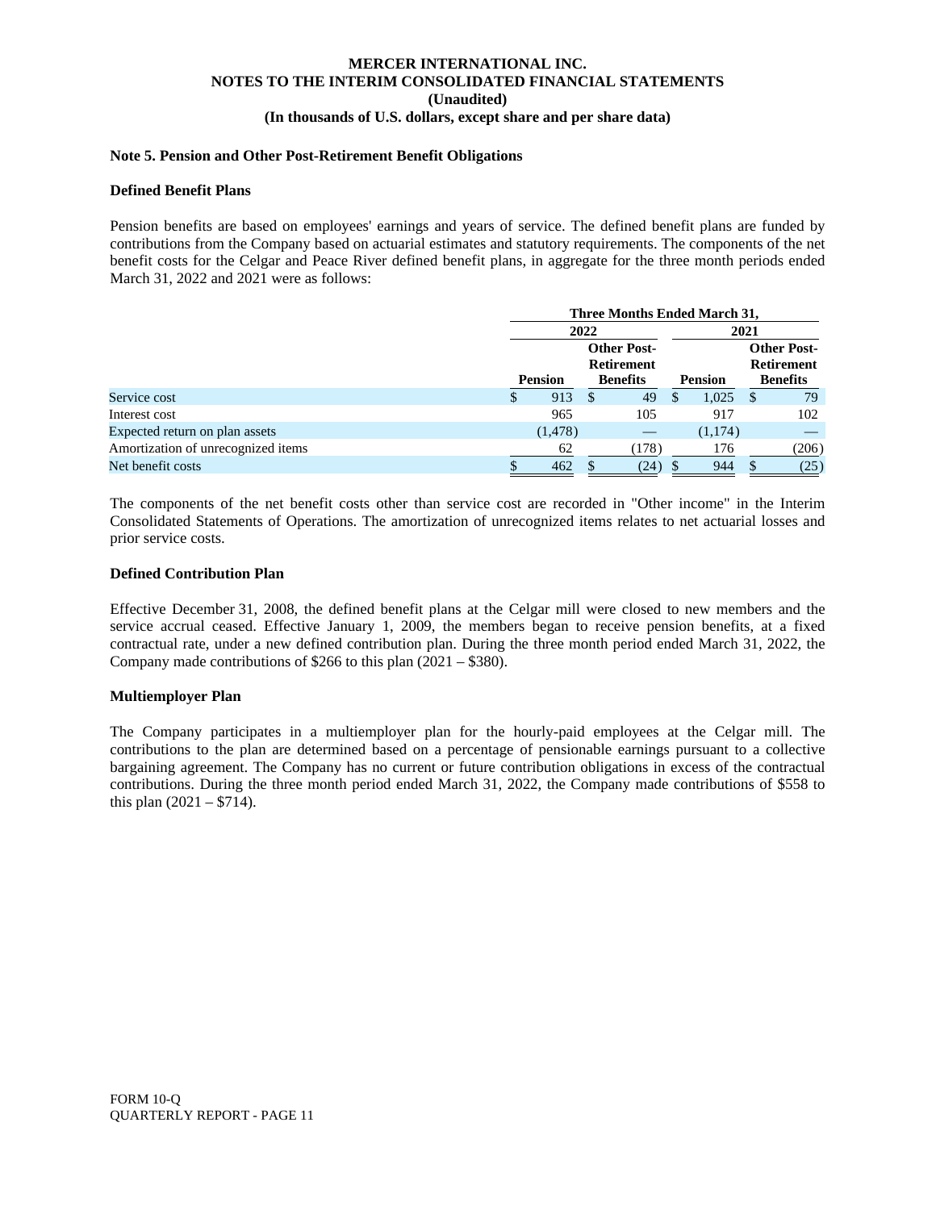MERCER INTERNATIONAL INC.
NOTES TO THE INTERIM CONSOLIDATED FINANCIAL STATEMENTS
(Unaudited)
(In thousands of U.S. dollars, except share and per share data)

### Note 5. Pension and Other Post-Retirement Benefit Obligations

#### Defined Benefit Plans

Pension benefits are based on employees' earnings and years of service. The defined benefit plans are funded by contributions from the Company based on actuarial estimates and statutory requirements. The components of the net benefit costs for the Celgar and Peace River defined benefit plans, in aggregate for the three month periods ended March 31, 2022 and 2021 were as follows:

| | Three Months Ended March 31, | | | |
|---|---|---|---|---|
| | 2022 | | 2021 | |
| | Pension | Other Post-Retirement Benefits | Pension | Other Post-Retirement Benefits |
| Service cost | $ 913 | $ 49 | $ 1,025 | $ 79 |
| Interest cost | 965 | 105 | 917 | 102 |
| Expected return on plan assets | (1,478) | — | (1,174) | — |
| Amortization of unrecognized items | 62 | (178) | 176 | (206) |
| Net benefit costs | $ 462 | $ (24) | $ 944 | $ (25) |

The components of the net benefit costs other than service cost are recorded in "Other income" in the Interim Consolidated Statements of Operations. The amortization of unrecognized items relates to net actuarial losses and prior service costs.

#### Defined Contribution Plan

Effective December 31, 2008, the defined benefit plans at the Celgar mill were closed to new members and the service accrual ceased. Effective January 1, 2009, the members began to receive pension benefits, at a fixed contractual rate, under a new defined contribution plan. During the three month period ended March 31, 2022, the Company made contributions of $266 to this plan (2021 – $380).

#### Multiemployer Plan

The Company participates in a multiemployer plan for the hourly-paid employees at the Celgar mill. The contributions to the plan are determined based on a percentage of pensionable earnings pursuant to a collective bargaining agreement. The Company has no current or future contribution obligations in excess of the contractual contributions. During the three month period ended March 31, 2022, the Company made contributions of $558 to this plan (2021 – $714).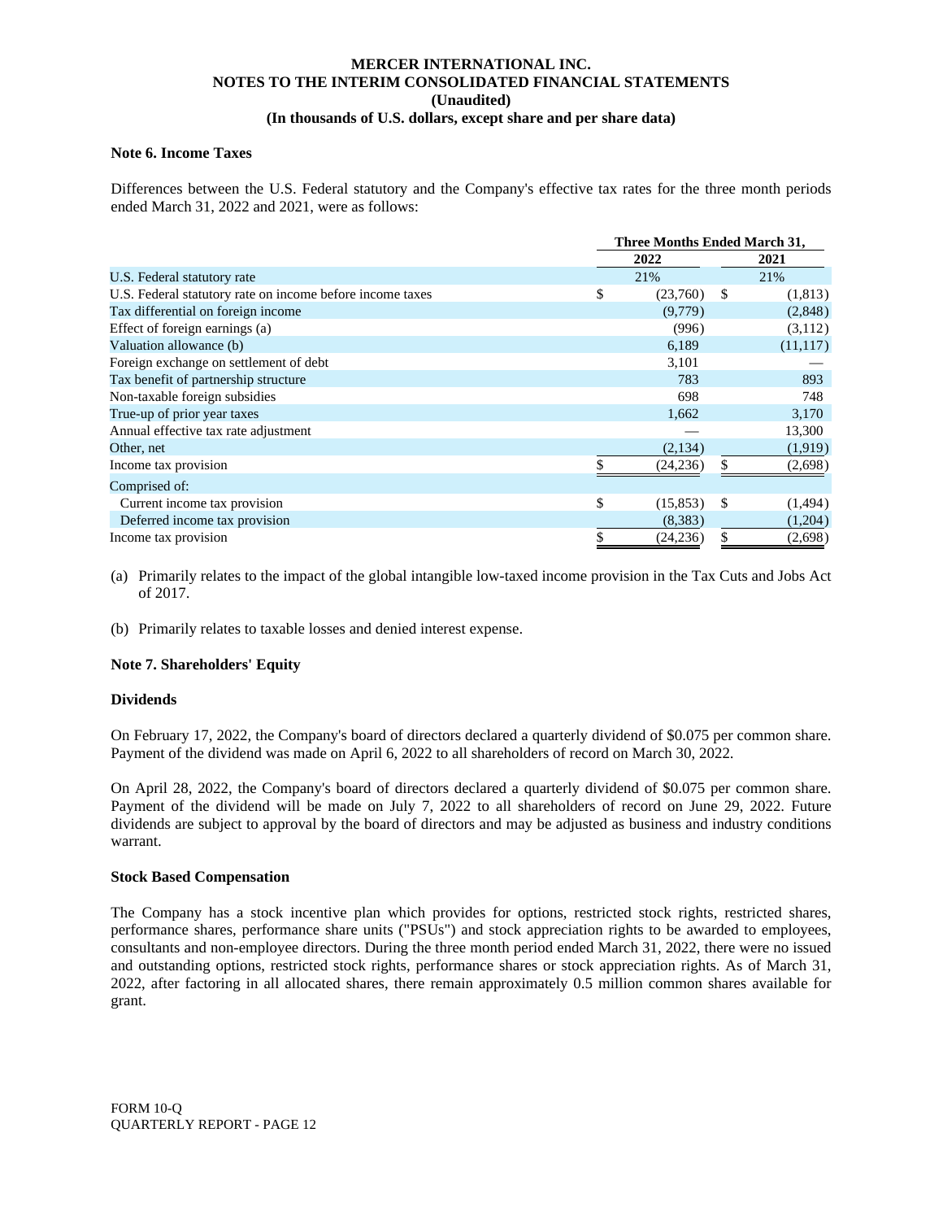**Note 6. Income Taxes**

Differences between the U.S. Federal statutory and the Company's effective tax rates for the three month periods ended March 31, 2022 and 2021, were as follows:

| | Three Months Ended March 31, | |
|---|---|---|
| | 2022 | 2021 |
| U.S. Federal statutory rate | 21% | 21% |
| U.S. Federal statutory rate on income before income taxes | $ (23,760) | $ (1,813) |
| Tax differential on foreign income | (9,779) | (2,848) |
| Effect of foreign earnings (a) | (996) | (3,112) |
| Valuation allowance (b) | 6,189 | (11,117) |
| Foreign exchange on settlement of debt | 3,101 | — |
| Tax benefit of partnership structure | 783 | 893 |
| Non-taxable foreign subsidies | 698 | 748 |
| True-up of prior year taxes | 1,662 | 3,170 |
| Annual effective tax rate adjustment | — | 13,300 |
| Other, net | (2,134) | (1,919) |
| Income tax provision | $ (24,236) | $ (2,698) |
| Comprised of: | | |
| Current income tax provision | $ (15,853) | $ (1,494) |
| Deferred income tax provision | (8,383) | (1,204) |
| Income tax provision | $ (24,236) | $ (2,698) |

(a) Primarily relates to the impact of the global intangible low-taxed income provision in the Tax Cuts and Jobs Act of 2017.

(b) Primarily relates to taxable losses and denied interest expense.

**Note 7. Shareholders' Equity**

**Dividends**

On February 17, 2022, the Company's board of directors declared a quarterly dividend of $0.075 per common share. Payment of the dividend was made on April 6, 2022 to all shareholders of record on March 30, 2022.

On April 28, 2022, the Company's board of directors declared a quarterly dividend of $0.075 per common share. Payment of the dividend will be made on July 7, 2022 to all shareholders of record on June 29, 2022. Future dividends are subject to approval by the board of directors and may be adjusted as business and industry conditions warrant.

**Stock Based Compensation**

The Company has a stock incentive plan which provides for options, restricted stock rights, restricted shares, performance shares, performance share units ("PSUs") and stock appreciation rights to be awarded to employees, consultants and non-employee directors. During the three month period ended March 31, 2022, there were no issued and outstanding options, restricted stock rights, performance shares or stock appreciation rights. As of March 31, 2022, after factoring in all allocated shares, there remain approximately 0.5 million common shares available for grant.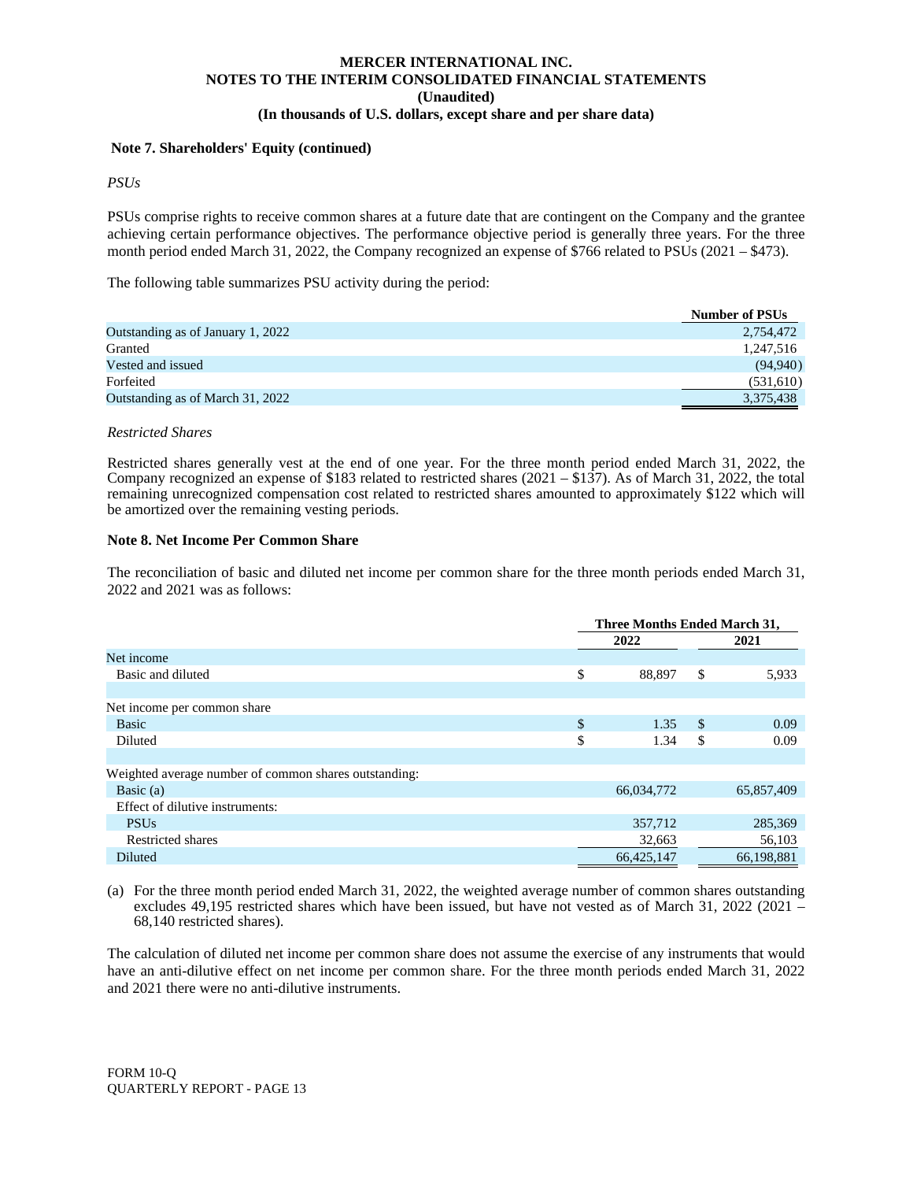**Note 7. Shareholders' Equity (continued)**

*PSUs*

PSUs comprise rights to receive common shares at a future date that are contingent on the Company and the grantee achieving certain performance objectives. The performance objective period is generally three years. For the three month period ended March 31, 2022, the Company recognized an expense of $766 related to PSUs (2021 – $473).

The following table summarizes PSU activity during the period:

| | Number of PSUs |
|---|---|
| Outstanding as of January 1, 2022 | 2,754,472 |
| Granted | 1,247,516 |
| Vested and issued | (94,940) |
| Forfeited | (531,610) |
| Outstanding as of March 31, 2022 | 3,375,438 |

*Restricted Shares*

Restricted shares generally vest at the end of one year. For the three month period ended March 31, 2022, the Company recognized an expense of $183 related to restricted shares (2021 – $137). As of March 31, 2022, the total remaining unrecognized compensation cost related to restricted shares amounted to approximately $122 which will be amortized over the remaining vesting periods.

**Note 8. Net Income Per Common Share**

The reconciliation of basic and diluted net income per common share for the three month periods ended March 31, 2022 and 2021 was as follows:

| | Three Months Ended March 31, | |
|---|---|---|
| | 2022 | 2021 |
| Net income | | |
| Basic and diluted | $ 88,897 | $ 5,933 |
| | | |
| Net income per common share | | |
| Basic | $ 1.35 | $ 0.09 |
| Diluted | $ 1.34 | $ 0.09 |
| | | |
| Weighted average number of common shares outstanding: | | |
| Basic (a) | 66,034,772 | 65,857,409 |
| Effect of dilutive instruments: | | |
| PSUs | 357,712 | 285,369 |
| Restricted shares | 32,663 | 56,103 |
| Diluted | 66,425,147 | 66,198,881 |

(a) For the three month period ended March 31, 2022, the weighted average number of common shares outstanding excludes 49,195 restricted shares which have been issued, but have not vested as of March 31, 2022 (2021 – 68,140 restricted shares).

The calculation of diluted net income per common share does not assume the exercise of any instruments that would have an anti-dilutive effect on net income per common share. For the three month periods ended March 31, 2022 and 2021 there were no anti-dilutive instruments.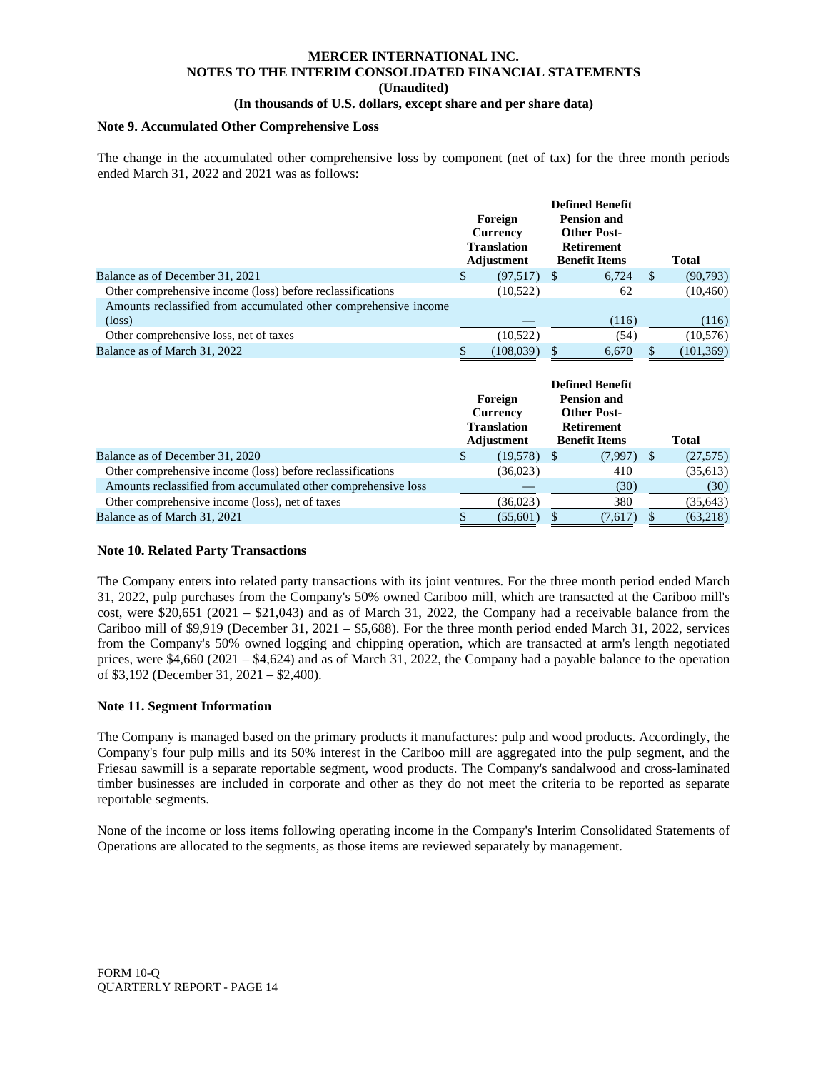**Note 9. Accumulated Other Comprehensive Loss**

The change in the accumulated other comprehensive loss by component (net of tax) for the three month periods ended March 31, 2022 and 2021 was as follows:

| | Foreign Currency Translation Adjustment | Defined Benefit Pension and Other Post-Retirement Benefit Items | Total |
|---|---|---|---|
| Balance as of December 31, 2021 | $ (97,517) | $ 6,724 | $ (90,793) |
| Other comprehensive income (loss) before reclassifications | (10,522) | 62 | (10,460) |
| Amounts reclassified from accumulated other comprehensive income (loss) | — | (116) | (116) |
| Other comprehensive loss, net of taxes | (10,522) | (54) | (10,576) |
| Balance as of March 31, 2022 | $ (108,039) | $ 6,670 | $ (101,369) |

| | Foreign Currency Translation Adjustment | Defined Benefit Pension and Other Post-Retirement Benefit Items | Total |
|---|---|---|---|
| Balance as of December 31, 2020 | $ (19,578) | $ (7,997) | $ (27,575) |
| Other comprehensive income (loss) before reclassifications | (36,023) | 410 | (35,613) |
| Amounts reclassified from accumulated other comprehensive loss | — | (30) | (30) |
| Other comprehensive income (loss), net of taxes | (36,023) | 380 | (35,643) |
| Balance as of March 31, 2021 | $ (55,601) | $ (7,617) | $ (63,218) |

**Note 10. Related Party Transactions**

The Company enters into related party transactions with its joint ventures. For the three month period ended March 31, 2022, pulp purchases from the Company's 50% owned Cariboo mill, which are transacted at the Cariboo mill's cost, were $20,651 (2021 – $21,043) and as of March 31, 2022, the Company had a receivable balance from the Cariboo mill of $9,919 (December 31, 2021 – $5,688). For the three month period ended March 31, 2022, services from the Company's 50% owned logging and chipping operation, which are transacted at arm's length negotiated prices, were $4,660 (2021 – $4,624) and as of March 31, 2022, the Company had a payable balance to the operation of $3,192 (December 31, 2021 – $2,400).

**Note 11. Segment Information**

The Company is managed based on the primary products it manufactures: pulp and wood products. Accordingly, the Company's four pulp mills and its 50% interest in the Cariboo mill are aggregated into the pulp segment, and the Friesau sawmill is a separate reportable segment, wood products. The Company's sandalwood and cross-laminated timber businesses are included in corporate and other as they do not meet the criteria to be reported as separate reportable segments.

None of the income or loss items following operating income in the Company's Interim Consolidated Statements of Operations are allocated to the segments, as those items are reviewed separately by management.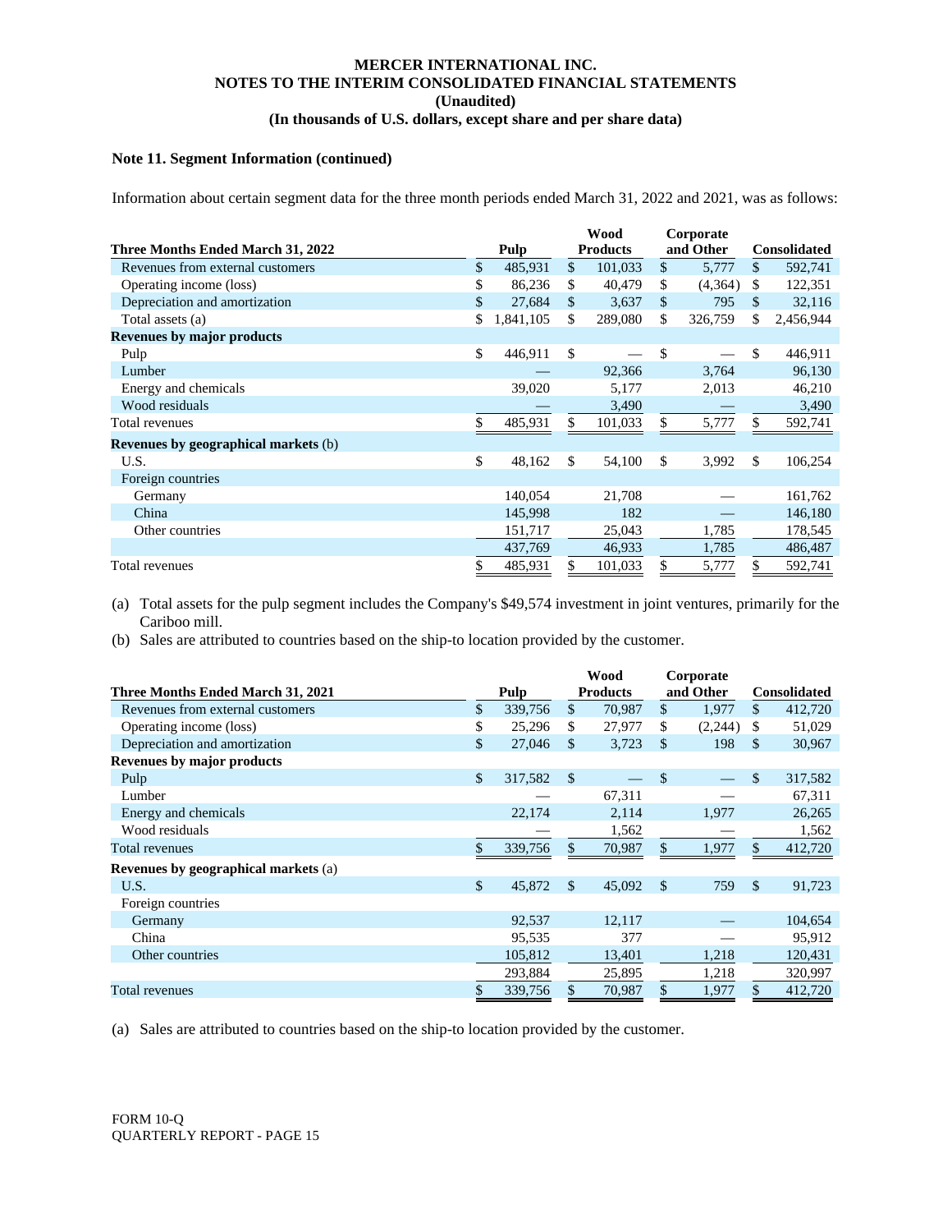MERCER INTERNATIONAL INC.
NOTES TO THE INTERIM CONSOLIDATED FINANCIAL STATEMENTS
(Unaudited)
(In thousands of U.S. dollars, except share and per share data)

### Note 11. Segment Information (continued)

Information about certain segment data for the three month periods ended March 31, 2022 and 2021, was as follows:

| Three Months Ended March 31, 2022 | Pulp | Wood Products | Corporate and Other | Consolidated |
|---|---|---|---|---|
| Revenues from external customers | $ 485,931 | $ 101,033 | $ 5,777 | $ 592,741 |
| Operating income (loss) | $ 86,236 | $ 40,479 | $ (4,364) | $ 122,351 |
| Depreciation and amortization | $ 27,684 | $ 3,637 | $ 795 | $ 32,116 |
| Total assets (a) | $ 1,841,105 | $ 289,080 | $ 326,759 | $ 2,456,944 |
| **Revenues by major products** | | | | |
| Pulp | $ 446,911 | $ — | $ — | $ 446,911 |
| Lumber | — | 92,366 | 3,764 | 96,130 |
| Energy and chemicals | 39,020 | 5,177 | 2,013 | 46,210 |
| Wood residuals | — | 3,490 | — | 3,490 |
| Total revenues | $ 485,931 | $ 101,033 | $ 5,777 | $ 592,741 |
| **Revenues by geographical markets** (b) | | | | |
| U.S. | $ 48,162 | $ 54,100 | $ 3,992 | $ 106,254 |
| Foreign countries | | | | |
| Germany | 140,054 | 21,708 | — | 161,762 |
| China | 145,998 | 182 | — | 146,180 |
| Other countries | 151,717 | 25,043 | 1,785 | 178,545 |
| | 437,769 | 46,933 | 1,785 | 486,487 |
| Total revenues | $ 485,931 | $ 101,033 | $ 5,777 | $ 592,741 |

(a) Total assets for the pulp segment includes the Company's $49,574 investment in joint ventures, primarily for the Cariboo mill.
(b) Sales are attributed to countries based on the ship-to location provided by the customer.

| Three Months Ended March 31, 2021 | Pulp | Wood Products | Corporate and Other | Consolidated |
|---|---|---|---|---|
| Revenues from external customers | $ 339,756 | $ 70,987 | $ 1,977 | $ 412,720 |
| Operating income (loss) | $ 25,296 | $ 27,977 | $ (2,244) | $ 51,029 |
| Depreciation and amortization | $ 27,046 | $ 3,723 | $ 198 | $ 30,967 |
| **Revenues by major products** | | | | |
| Pulp | $ 317,582 | $ — | $ — | $ 317,582 |
| Lumber | — | 67,311 | — | 67,311 |
| Energy and chemicals | 22,174 | 2,114 | 1,977 | 26,265 |
| Wood residuals | — | 1,562 | — | 1,562 |
| Total revenues | $ 339,756 | $ 70,987 | $ 1,977 | $ 412,720 |
| **Revenues by geographical markets** (a) | | | | |
| U.S. | $ 45,872 | $ 45,092 | $ 759 | $ 91,723 |
| Foreign countries | | | | |
| Germany | 92,537 | 12,117 | — | 104,654 |
| China | 95,535 | 377 | — | 95,912 |
| Other countries | 105,812 | 13,401 | 1,218 | 120,431 |
| | 293,884 | 25,895 | 1,218 | 320,997 |
| Total revenues | $ 339,756 | $ 70,987 | $ 1,977 | $ 412,720 |

(a) Sales are attributed to countries based on the ship-to location provided by the customer.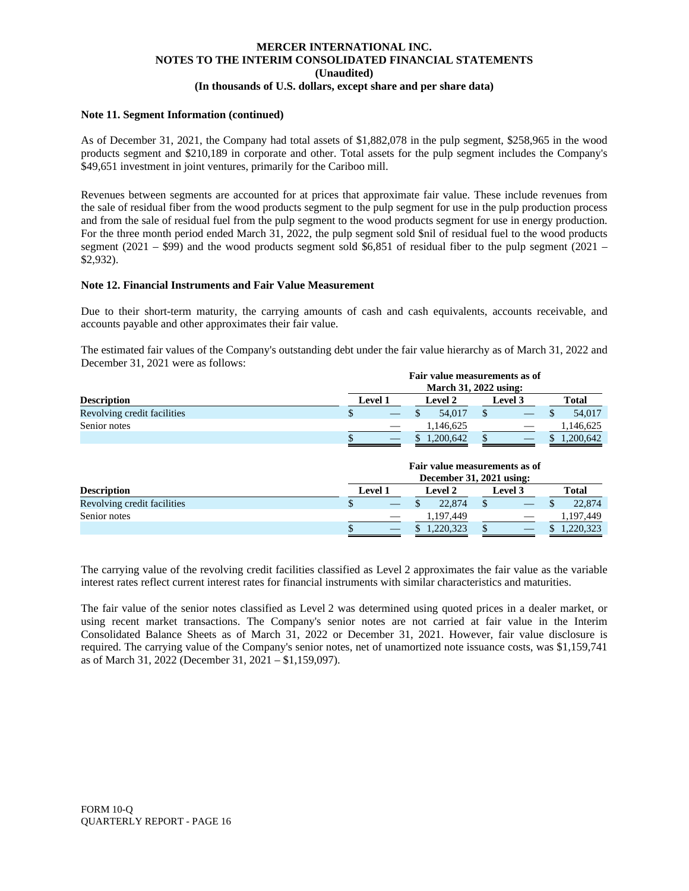**MERCER INTERNATIONAL INC.**
**NOTES TO THE INTERIM CONSOLIDATED FINANCIAL STATEMENTS**
**(Unaudited)**
**(In thousands of U.S. dollars, except share and per share data)**

**Note 11. Segment Information (continued)**

As of December 31, 2021, the Company had total assets of $1,882,078 in the pulp segment, $258,965 in the wood products segment and $210,189 in corporate and other. Total assets for the pulp segment includes the Company's $49,651 investment in joint ventures, primarily for the Cariboo mill.

Revenues between segments are accounted for at prices that approximate fair value. These include revenues from the sale of residual fiber from the wood products segment to the pulp segment for use in the pulp production process and from the sale of residual fuel from the pulp segment to the wood products segment for use in energy production. For the three month period ended March 31, 2022, the pulp segment sold $nil of residual fuel to the wood products segment (2021 – $99) and the wood products segment sold $6,851 of residual fiber to the pulp segment (2021 – $2,932).

**Note 12. Financial Instruments and Fair Value Measurement**

Due to their short-term maturity, the carrying amounts of cash and cash equivalents, accounts receivable, and accounts payable and other approximates their fair value.

The estimated fair values of the Company's outstanding debt under the fair value hierarchy as of March 31, 2022 and December 31, 2021 were as follows:

| | Fair value measurements as of March 31, 2022 using: | | | |
|---|---|---|---|---|
| **Description** | **Level 1** | **Level 2** | **Level 3** | **Total** |
| Revolving credit facilities | $ — | $ 54,017 | $ — | $ 54,017 |
| Senior notes | — | 1,146,625 | — | 1,146,625 |
| | $ — | $ 1,200,642 | $ — | $ 1,200,642 |

| | Fair value measurements as of December 31, 2021 using: | | | |
|---|---|---|---|---|
| **Description** | **Level 1** | **Level 2** | **Level 3** | **Total** |
| Revolving credit facilities | $ — | $ 22,874 | $ — | $ 22,874 |
| Senior notes | — | 1,197,449 | — | 1,197,449 |
| | $ — | $ 1,220,323 | $ — | $ 1,220,323 |

The carrying value of the revolving credit facilities classified as Level 2 approximates the fair value as the variable interest rates reflect current interest rates for financial instruments with similar characteristics and maturities.

The fair value of the senior notes classified as Level 2 was determined using quoted prices in a dealer market, or using recent market transactions. The Company's senior notes are not carried at fair value in the Interim Consolidated Balance Sheets as of March 31, 2022 or December 31, 2021. However, fair value disclosure is required. The carrying value of the Company's senior notes, net of unamortized note issuance costs, was $1,159,741 as of March 31, 2022 (December 31, 2021 – $1,159,097).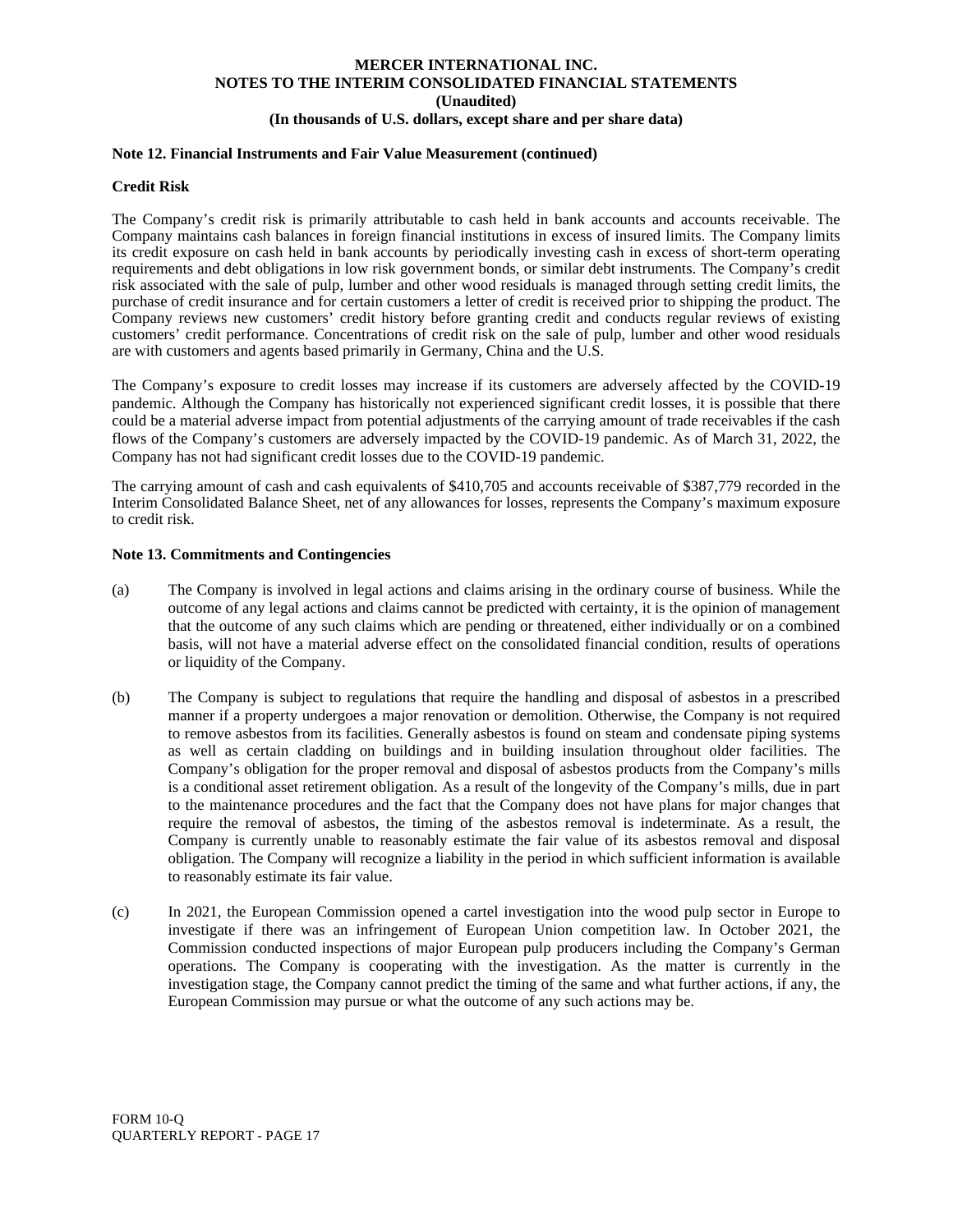**Note 12. Financial Instruments and Fair Value Measurement (continued)**

**Credit Risk**

The Company's credit risk is primarily attributable to cash held in bank accounts and accounts receivable. The Company maintains cash balances in foreign financial institutions in excess of insured limits. The Company limits its credit exposure on cash held in bank accounts by periodically investing cash in excess of short-term operating requirements and debt obligations in low risk government bonds, or similar debt instruments. The Company's credit risk associated with the sale of pulp, lumber and other wood residuals is managed through setting credit limits, the purchase of credit insurance and for certain customers a letter of credit is received prior to shipping the product. The Company reviews new customers' credit history before granting credit and conducts regular reviews of existing customers' credit performance. Concentrations of credit risk on the sale of pulp, lumber and other wood residuals are with customers and agents based primarily in Germany, China and the U.S.

The Company's exposure to credit losses may increase if its customers are adversely affected by the COVID-19 pandemic. Although the Company has historically not experienced significant credit losses, it is possible that there could be a material adverse impact from potential adjustments of the carrying amount of trade receivables if the cash flows of the Company's customers are adversely impacted by the COVID-19 pandemic. As of March 31, 2022, the Company has not had significant credit losses due to the COVID-19 pandemic.

The carrying amount of cash and cash equivalents of $410,705 and accounts receivable of $387,779 recorded in the Interim Consolidated Balance Sheet, net of any allowances for losses, represents the Company's maximum exposure to credit risk.

**Note 13. Commitments and Contingencies**

(a) The Company is involved in legal actions and claims arising in the ordinary course of business. While the outcome of any legal actions and claims cannot be predicted with certainty, it is the opinion of management that the outcome of any such claims which are pending or threatened, either individually or on a combined basis, will not have a material adverse effect on the consolidated financial condition, results of operations or liquidity of the Company.

(b) The Company is subject to regulations that require the handling and disposal of asbestos in a prescribed manner if a property undergoes a major renovation or demolition. Otherwise, the Company is not required to remove asbestos from its facilities. Generally asbestos is found on steam and condensate piping systems as well as certain cladding on buildings and in building insulation throughout older facilities. The Company's obligation for the proper removal and disposal of asbestos products from the Company's mills is a conditional asset retirement obligation. As a result of the longevity of the Company's mills, due in part to the maintenance procedures and the fact that the Company does not have plans for major changes that require the removal of asbestos, the timing of the asbestos removal is indeterminate. As a result, the Company is currently unable to reasonably estimate the fair value of its asbestos removal and disposal obligation. The Company will recognize a liability in the period in which sufficient information is available to reasonably estimate its fair value.

(c) In 2021, the European Commission opened a cartel investigation into the wood pulp sector in Europe to investigate if there was an infringement of European Union competition law. In October 2021, the Commission conducted inspections of major European pulp producers including the Company's German operations. The Company is cooperating with the investigation. As the matter is currently in the investigation stage, the Company cannot predict the timing of the same and what further actions, if any, the European Commission may pursue or what the outcome of any such actions may be.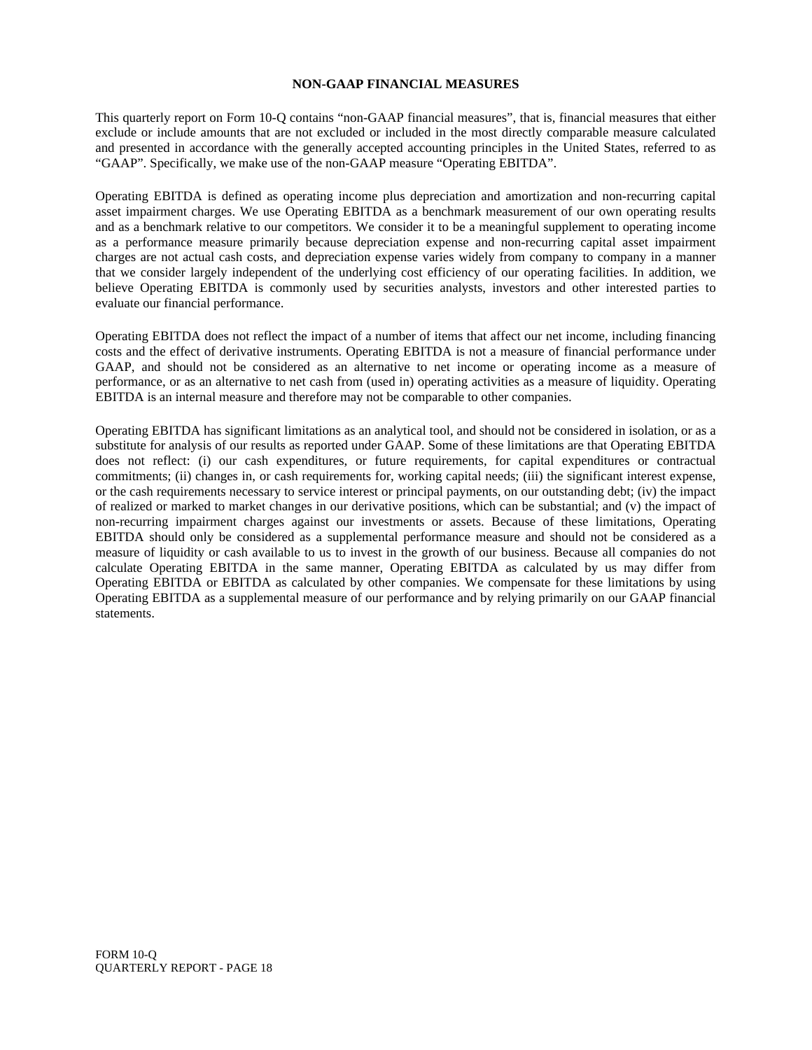## NON-GAAP FINANCIAL MEASURES

This quarterly report on Form 10-Q contains "non-GAAP financial measures", that is, financial measures that either exclude or include amounts that are not excluded or included in the most directly comparable measure calculated and presented in accordance with the generally accepted accounting principles in the United States, referred to as "GAAP". Specifically, we make use of the non-GAAP measure "Operating EBITDA".

Operating EBITDA is defined as operating income plus depreciation and amortization and non-recurring capital asset impairment charges. We use Operating EBITDA as a benchmark measurement of our own operating results and as a benchmark relative to our competitors. We consider it to be a meaningful supplement to operating income as a performance measure primarily because depreciation expense and non-recurring capital asset impairment charges are not actual cash costs, and depreciation expense varies widely from company to company in a manner that we consider largely independent of the underlying cost efficiency of our operating facilities. In addition, we believe Operating EBITDA is commonly used by securities analysts, investors and other interested parties to evaluate our financial performance.

Operating EBITDA does not reflect the impact of a number of items that affect our net income, including financing costs and the effect of derivative instruments. Operating EBITDA is not a measure of financial performance under GAAP, and should not be considered as an alternative to net income or operating income as a measure of performance, or as an alternative to net cash from (used in) operating activities as a measure of liquidity. Operating EBITDA is an internal measure and therefore may not be comparable to other companies.

Operating EBITDA has significant limitations as an analytical tool, and should not be considered in isolation, or as a substitute for analysis of our results as reported under GAAP. Some of these limitations are that Operating EBITDA does not reflect: (i) our cash expenditures, or future requirements, for capital expenditures or contractual commitments; (ii) changes in, or cash requirements for, working capital needs; (iii) the significant interest expense, or the cash requirements necessary to service interest or principal payments, on our outstanding debt; (iv) the impact of realized or marked to market changes in our derivative positions, which can be substantial; and (v) the impact of non-recurring impairment charges against our investments or assets. Because of these limitations, Operating EBITDA should only be considered as a supplemental performance measure and should not be considered as a measure of liquidity or cash available to us to invest in the growth of our business. Because all companies do not calculate Operating EBITDA in the same manner, Operating EBITDA as calculated by us may differ from Operating EBITDA or EBITDA as calculated by other companies. We compensate for these limitations by using Operating EBITDA as a supplemental measure of our performance and by relying primarily on our GAAP financial statements.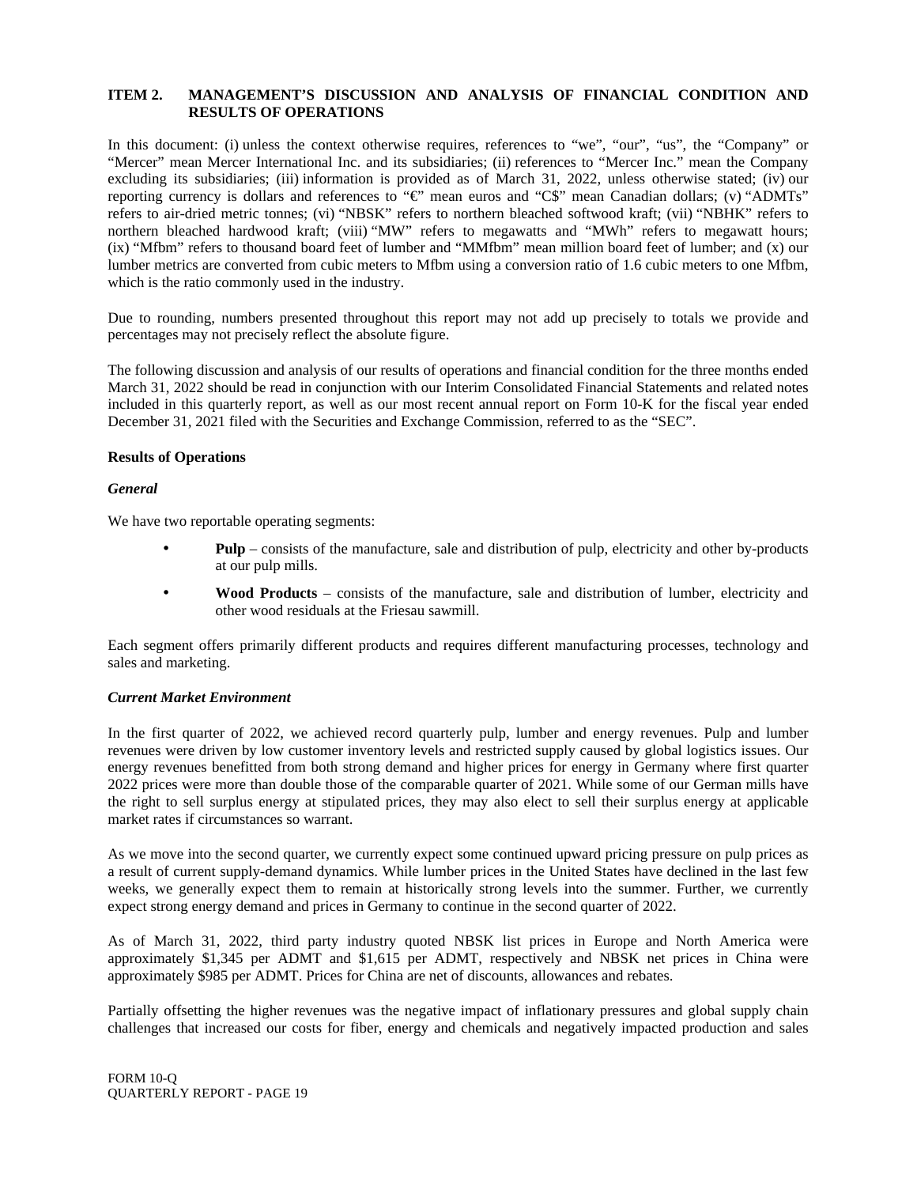## ITEM 2. MANAGEMENT'S DISCUSSION AND ANALYSIS OF FINANCIAL CONDITION AND RESULTS OF OPERATIONS

In this document: (i) unless the context otherwise requires, references to "we", "our", "us", the "Company" or "Mercer" mean Mercer International Inc. and its subsidiaries; (ii) references to "Mercer Inc." mean the Company excluding its subsidiaries; (iii) information is provided as of March 31, 2022, unless otherwise stated; (iv) our reporting currency is dollars and references to "€" mean euros and "C$" mean Canadian dollars; (v) "ADMTs" refers to air-dried metric tonnes; (vi) "NBSK" refers to northern bleached softwood kraft; (vii) "NBHK" refers to northern bleached hardwood kraft; (viii) "MW" refers to megawatts and "MWh" refers to megawatt hours; (ix) "Mfbm" refers to thousand board feet of lumber and "MMfbm" mean million board feet of lumber; and (x) our lumber metrics are converted from cubic meters to Mfbm using a conversion ratio of 1.6 cubic meters to one Mfbm, which is the ratio commonly used in the industry.

Due to rounding, numbers presented throughout this report may not add up precisely to totals we provide and percentages may not precisely reflect the absolute figure.

The following discussion and analysis of our results of operations and financial condition for the three months ended March 31, 2022 should be read in conjunction with our Interim Consolidated Financial Statements and related notes included in this quarterly report, as well as our most recent annual report on Form 10-K for the fiscal year ended December 31, 2021 filed with the Securities and Exchange Commission, referred to as the "SEC".

### Results of Operations

#### *General*

We have two reportable operating segments:

- **Pulp** – consists of the manufacture, sale and distribution of pulp, electricity and other by-products at our pulp mills.
- **Wood Products** – consists of the manufacture, sale and distribution of lumber, electricity and other wood residuals at the Friesau sawmill.

Each segment offers primarily different products and requires different manufacturing processes, technology and sales and marketing.

#### *Current Market Environment*

In the first quarter of 2022, we achieved record quarterly pulp, lumber and energy revenues. Pulp and lumber revenues were driven by low customer inventory levels and restricted supply caused by global logistics issues. Our energy revenues benefitted from both strong demand and higher prices for energy in Germany where first quarter 2022 prices were more than double those of the comparable quarter of 2021. While some of our German mills have the right to sell surplus energy at stipulated prices, they may also elect to sell their surplus energy at applicable market rates if circumstances so warrant.

As we move into the second quarter, we currently expect some continued upward pricing pressure on pulp prices as a result of current supply-demand dynamics. While lumber prices in the United States have declined in the last few weeks, we generally expect them to remain at historically strong levels into the summer. Further, we currently expect strong energy demand and prices in Germany to continue in the second quarter of 2022.

As of March 31, 2022, third party industry quoted NBSK list prices in Europe and North America were approximately $1,345 per ADMT and $1,615 per ADMT, respectively and NBSK net prices in China were approximately $985 per ADMT. Prices for China are net of discounts, allowances and rebates.

Partially offsetting the higher revenues was the negative impact of inflationary pressures and global supply chain challenges that increased our costs for fiber, energy and chemicals and negatively impacted production and sales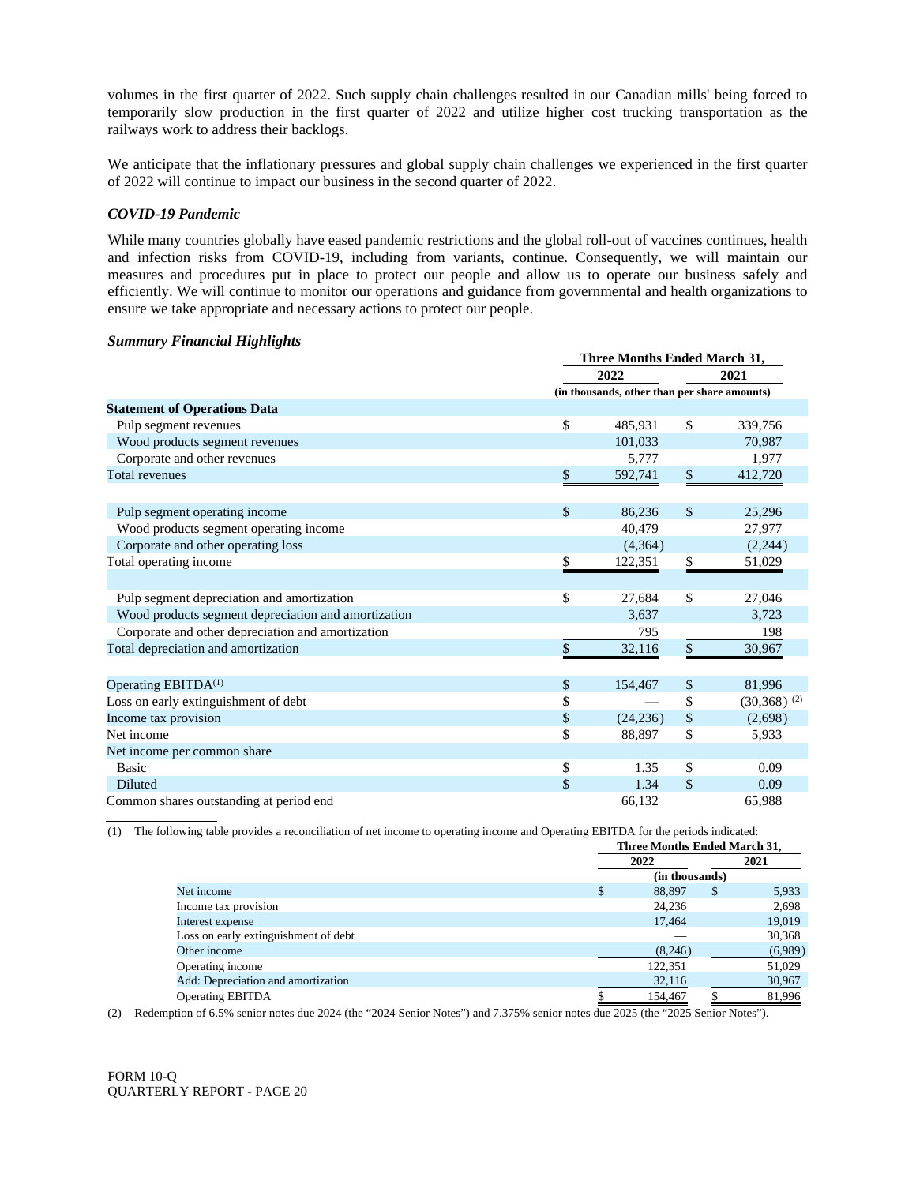volumes in the first quarter of 2022. Such supply chain challenges resulted in our Canadian mills' being forced to temporarily slow production in the first quarter of 2022 and utilize higher cost trucking transportation as the railways work to address their backlogs.

We anticipate that the inflationary pressures and global supply chain challenges we experienced in the first quarter of 2022 will continue to impact our business in the second quarter of 2022.

### *COVID-19 Pandemic*

While many countries globally have eased pandemic restrictions and the global roll-out of vaccines continues, health and infection risks from COVID-19, including from variants, continue. Consequently, we will maintain our measures and procedures put in place to protect our people and allow us to operate our business safely and efficiently. We will continue to monitor our operations and guidance from governmental and health organizations to ensure we take appropriate and necessary actions to protect our people.

### *Summary Financial Highlights*

| | Three Months Ended March 31, | |
|---|---|---|
| | 2022 | 2021 |
| | (in thousands, other than per share amounts) | |
| **Statement of Operations Data** | | |
| Pulp segment revenues | $ 485,931 | $ 339,756 |
| Wood products segment revenues | 101,033 | 70,987 |
| Corporate and other revenues | 5,777 | 1,977 |
| Total revenues | $ 592,741 | $ 412,720 |
| | | |
| Pulp segment operating income | $ 86,236 | $ 25,296 |
| Wood products segment operating income | 40,479 | 27,977 |
| Corporate and other operating loss | (4,364) | (2,244) |
| Total operating income | $ 122,351 | $ 51,029 |
| | | |
| Pulp segment depreciation and amortization | $ 27,684 | $ 27,046 |
| Wood products segment depreciation and amortization | 3,637 | 3,723 |
| Corporate and other depreciation and amortization | 795 | 198 |
| Total depreciation and amortization | $ 32,116 | $ 30,967 |
| | | |
| Operating EBITDA(1) | $ 154,467 | $ 81,996 |
| Loss on early extinguishment of debt | $ — | $ (30,368) (2) |
| Income tax provision | $ (24,236) | $ (2,698) |
| Net income | $ 88,897 | $ 5,933 |
| Net income per common share | | |
| Basic | $ 1.35 | $ 0.09 |
| Diluted | $ 1.34 | $ 0.09 |
| Common shares outstanding at period end | 66,132 | 65,988 |

(1) The following table provides a reconciliation of net income to operating income and Operating EBITDA for the periods indicated:

| | Three Months Ended March 31, | |
|---|---|---|
| | 2022 | 2021 |
| | (in thousands) | |
| Net income | $ 88,897 | $ 5,933 |
| Income tax provision | 24,236 | 2,698 |
| Interest expense | 17,464 | 19,019 |
| Loss on early extinguishment of debt | — | 30,368 |
| Other income | (8,246) | (6,989) |
| Operating income | 122,351 | 51,029 |
| Add: Depreciation and amortization | 32,116 | 30,967 |
| Operating EBITDA | $ 154,467 | $ 81,996 |

(2) Redemption of 6.5% senior notes due 2024 (the "2024 Senior Notes") and 7.375% senior notes due 2025 (the "2025 Senior Notes").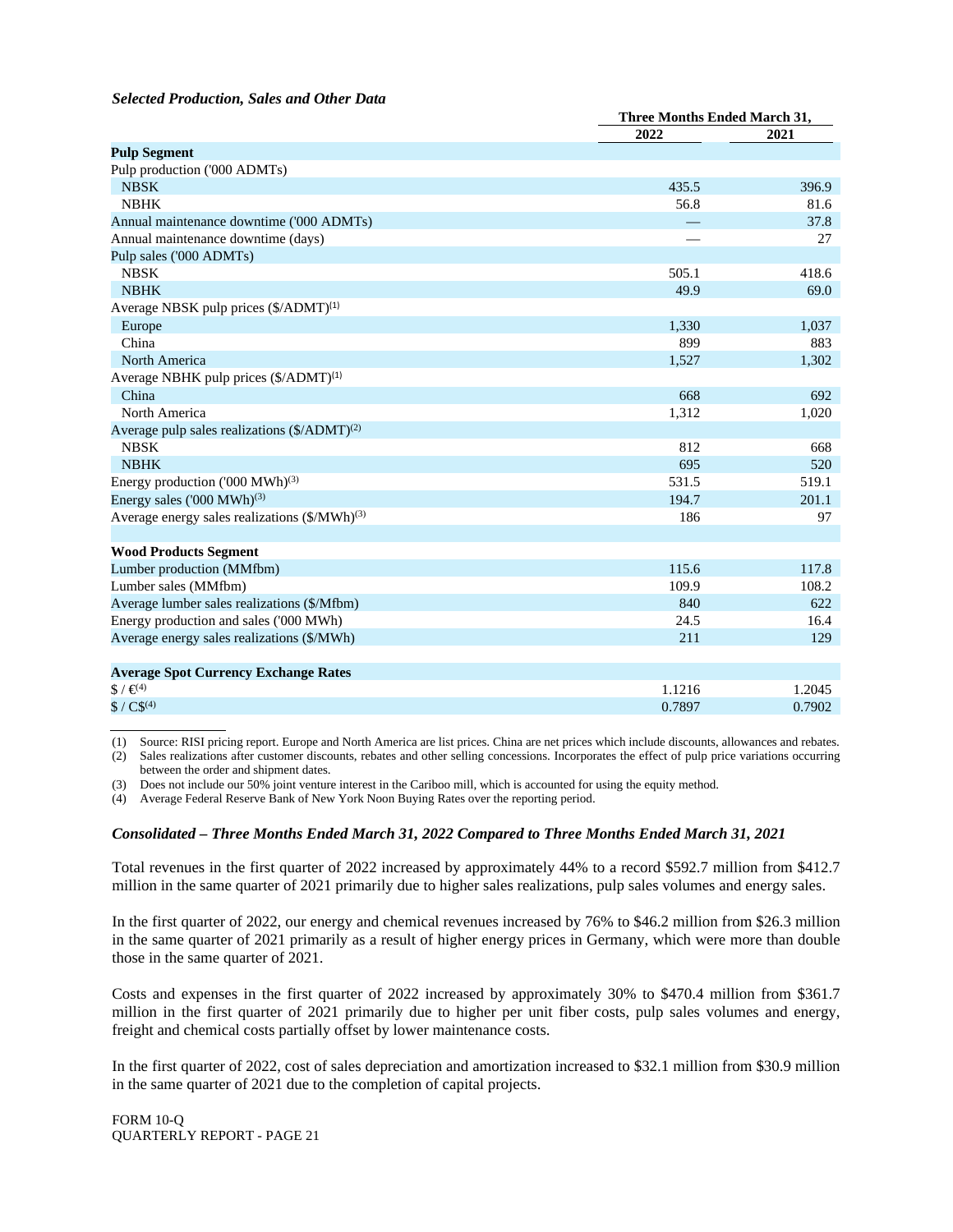### *Selected Production, Sales and Other Data*

| | Three Months Ended March 31, | |
|---|---|---|
| | 2022 | 2021 |
| **Pulp Segment** | | |
| Pulp production ('000 ADMTs) | | |
| NBSK | 435.5 | 396.9 |
| NBHK | 56.8 | 81.6 |
| Annual maintenance downtime ('000 ADMTs) | — | 37.8 |
| Annual maintenance downtime (days) | — | 27 |
| Pulp sales ('000 ADMTs) | | |
| NBSK | 505.1 | 418.6 |
| NBHK | 49.9 | 69.0 |
| Average NBSK pulp prices ($/ADMT)(1) | | |
| Europe | 1,330 | 1,037 |
| China | 899 | 883 |
| North America | 1,527 | 1,302 |
| Average NBHK pulp prices ($/ADMT)(1) | | |
| China | 668 | 692 |
| North America | 1,312 | 1,020 |
| Average pulp sales realizations ($/ADMT)(2) | | |
| NBSK | 812 | 668 |
| NBHK | 695 | 520 |
| Energy production ('000 MWh)(3) | 531.5 | 519.1 |
| Energy sales ('000 MWh)(3) | 194.7 | 201.1 |
| Average energy sales realizations ($/MWh)(3) | 186 | 97 |
| | | |
| **Wood Products Segment** | | |
| Lumber production (MMfbm) | 115.6 | 117.8 |
| Lumber sales (MMfbm) | 109.9 | 108.2 |
| Average lumber sales realizations ($/Mfbm) | 840 | 622 |
| Energy production and sales ('000 MWh) | 24.5 | 16.4 |
| Average energy sales realizations ($/MWh) | 211 | 129 |
| | | |
| **Average Spot Currency Exchange Rates** | | |
| $ / €(4) | 1.1216 | 1.2045 |
| $ / C$(4) | 0.7897 | 0.7902 |

(1) Source: RISI pricing report. Europe and North America are list prices. China are net prices which include discounts, allowances and rebates.
(2) Sales realizations after customer discounts, rebates and other selling concessions. Incorporates the effect of pulp price variations occurring between the order and shipment dates.
(3) Does not include our 50% joint venture interest in the Cariboo mill, which is accounted for using the equity method.
(4) Average Federal Reserve Bank of New York Noon Buying Rates over the reporting period.

### *Consolidated – Three Months Ended March 31, 2022 Compared to Three Months Ended March 31, 2021*

Total revenues in the first quarter of 2022 increased by approximately 44% to a record $592.7 million from $412.7 million in the same quarter of 2021 primarily due to higher sales realizations, pulp sales volumes and energy sales.

In the first quarter of 2022, our energy and chemical revenues increased by 76% to $46.2 million from $26.3 million in the same quarter of 2021 primarily as a result of higher energy prices in Germany, which were more than double those in the same quarter of 2021.

Costs and expenses in the first quarter of 2022 increased by approximately 30% to $470.4 million from $361.7 million in the first quarter of 2021 primarily due to higher per unit fiber costs, pulp sales volumes and energy, freight and chemical costs partially offset by lower maintenance costs.

In the first quarter of 2022, cost of sales depreciation and amortization increased to $32.1 million from $30.9 million in the same quarter of 2021 due to the completion of capital projects.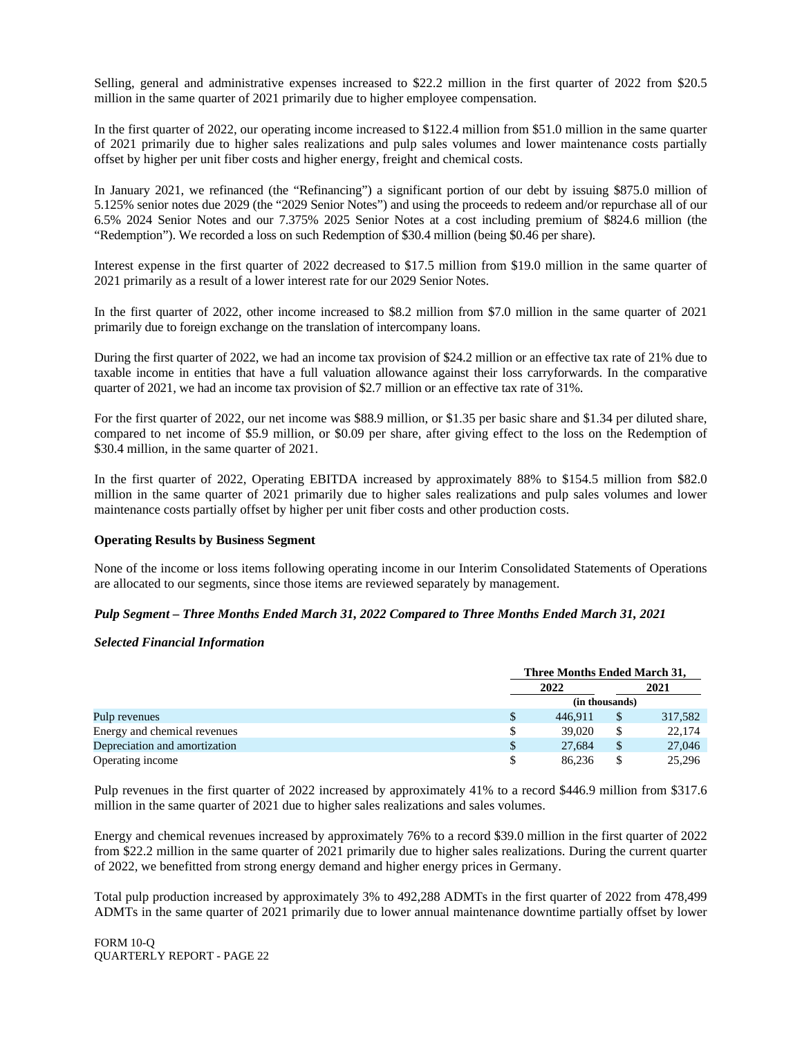Selling, general and administrative expenses increased to $22.2 million in the first quarter of 2022 from $20.5 million in the same quarter of 2021 primarily due to higher employee compensation.

In the first quarter of 2022, our operating income increased to $122.4 million from $51.0 million in the same quarter of 2021 primarily due to higher sales realizations and pulp sales volumes and lower maintenance costs partially offset by higher per unit fiber costs and higher energy, freight and chemical costs.

In January 2021, we refinanced (the "Refinancing") a significant portion of our debt by issuing $875.0 million of 5.125% senior notes due 2029 (the "2029 Senior Notes") and using the proceeds to redeem and/or repurchase all of our 6.5% 2024 Senior Notes and our 7.375% 2025 Senior Notes at a cost including premium of $824.6 million (the "Redemption"). We recorded a loss on such Redemption of $30.4 million (being $0.46 per share).

Interest expense in the first quarter of 2022 decreased to $17.5 million from $19.0 million in the same quarter of 2021 primarily as a result of a lower interest rate for our 2029 Senior Notes.

In the first quarter of 2022, other income increased to $8.2 million from $7.0 million in the same quarter of 2021 primarily due to foreign exchange on the translation of intercompany loans.

During the first quarter of 2022, we had an income tax provision of $24.2 million or an effective tax rate of 21% due to taxable income in entities that have a full valuation allowance against their loss carryforwards. In the comparative quarter of 2021, we had an income tax provision of $2.7 million or an effective tax rate of 31%.

For the first quarter of 2022, our net income was $88.9 million, or $1.35 per basic share and $1.34 per diluted share, compared to net income of $5.9 million, or $0.09 per share, after giving effect to the loss on the Redemption of $30.4 million, in the same quarter of 2021.

In the first quarter of 2022, Operating EBITDA increased by approximately 88% to $154.5 million from $82.0 million in the same quarter of 2021 primarily due to higher sales realizations and pulp sales volumes and lower maintenance costs partially offset by higher per unit fiber costs and other production costs.

**Operating Results by Business Segment**

None of the income or loss items following operating income in our Interim Consolidated Statements of Operations are allocated to our segments, since those items are reviewed separately by management.

***Pulp Segment – Three Months Ended March 31, 2022 Compared to Three Months Ended March 31, 2021***

***Selected Financial Information***

| | Three Months Ended March 31, | |
|---|---|---|
| | 2022 | 2021 |
| | (in thousands) | |
| Pulp revenues | $ 446,911 | $ 317,582 |
| Energy and chemical revenues | $ 39,020 | $ 22,174 |
| Depreciation and amortization | $ 27,684 | $ 27,046 |
| Operating income | $ 86,236 | $ 25,296 |

Pulp revenues in the first quarter of 2022 increased by approximately 41% to a record $446.9 million from $317.6 million in the same quarter of 2021 due to higher sales realizations and sales volumes.

Energy and chemical revenues increased by approximately 76% to a record $39.0 million in the first quarter of 2022 from $22.2 million in the same quarter of 2021 primarily due to higher sales realizations. During the current quarter of 2022, we benefitted from strong energy demand and higher energy prices in Germany.

Total pulp production increased by approximately 3% to 492,288 ADMTs in the first quarter of 2022 from 478,499 ADMTs in the same quarter of 2021 primarily due to lower annual maintenance downtime partially offset by lower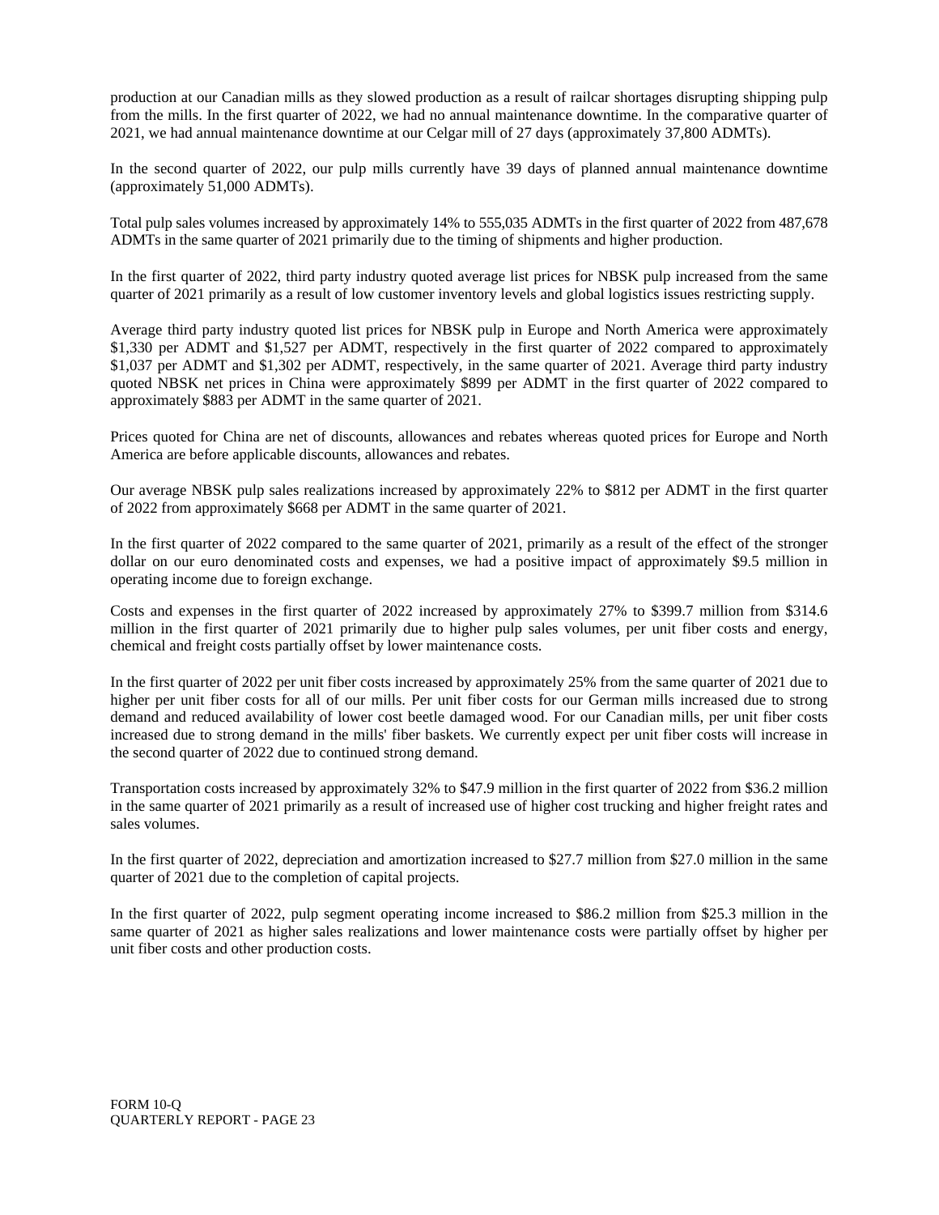production at our Canadian mills as they slowed production as a result of railcar shortages disrupting shipping pulp from the mills. In the first quarter of 2022, we had no annual maintenance downtime. In the comparative quarter of 2021, we had annual maintenance downtime at our Celgar mill of 27 days (approximately 37,800 ADMTs).

In the second quarter of 2022, our pulp mills currently have 39 days of planned annual maintenance downtime (approximately 51,000 ADMTs).

Total pulp sales volumes increased by approximately 14% to 555,035 ADMTs in the first quarter of 2022 from 487,678 ADMTs in the same quarter of 2021 primarily due to the timing of shipments and higher production.

In the first quarter of 2022, third party industry quoted average list prices for NBSK pulp increased from the same quarter of 2021 primarily as a result of low customer inventory levels and global logistics issues restricting supply.

Average third party industry quoted list prices for NBSK pulp in Europe and North America were approximately $1,330 per ADMT and $1,527 per ADMT, respectively in the first quarter of 2022 compared to approximately $1,037 per ADMT and $1,302 per ADMT, respectively, in the same quarter of 2021. Average third party industry quoted NBSK net prices in China were approximately $899 per ADMT in the first quarter of 2022 compared to approximately $883 per ADMT in the same quarter of 2021.

Prices quoted for China are net of discounts, allowances and rebates whereas quoted prices for Europe and North America are before applicable discounts, allowances and rebates.

Our average NBSK pulp sales realizations increased by approximately 22% to $812 per ADMT in the first quarter of 2022 from approximately $668 per ADMT in the same quarter of 2021.

In the first quarter of 2022 compared to the same quarter of 2021, primarily as a result of the effect of the stronger dollar on our euro denominated costs and expenses, we had a positive impact of approximately $9.5 million in operating income due to foreign exchange.

Costs and expenses in the first quarter of 2022 increased by approximately 27% to $399.7 million from $314.6 million in the first quarter of 2021 primarily due to higher pulp sales volumes, per unit fiber costs and energy, chemical and freight costs partially offset by lower maintenance costs.

In the first quarter of 2022 per unit fiber costs increased by approximately 25% from the same quarter of 2021 due to higher per unit fiber costs for all of our mills. Per unit fiber costs for our German mills increased due to strong demand and reduced availability of lower cost beetle damaged wood. For our Canadian mills, per unit fiber costs increased due to strong demand in the mills' fiber baskets. We currently expect per unit fiber costs will increase in the second quarter of 2022 due to continued strong demand.

Transportation costs increased by approximately 32% to $47.9 million in the first quarter of 2022 from $36.2 million in the same quarter of 2021 primarily as a result of increased use of higher cost trucking and higher freight rates and sales volumes.

In the first quarter of 2022, depreciation and amortization increased to $27.7 million from $27.0 million in the same quarter of 2021 due to the completion of capital projects.

In the first quarter of 2022, pulp segment operating income increased to $86.2 million from $25.3 million in the same quarter of 2021 as higher sales realizations and lower maintenance costs were partially offset by higher per unit fiber costs and other production costs.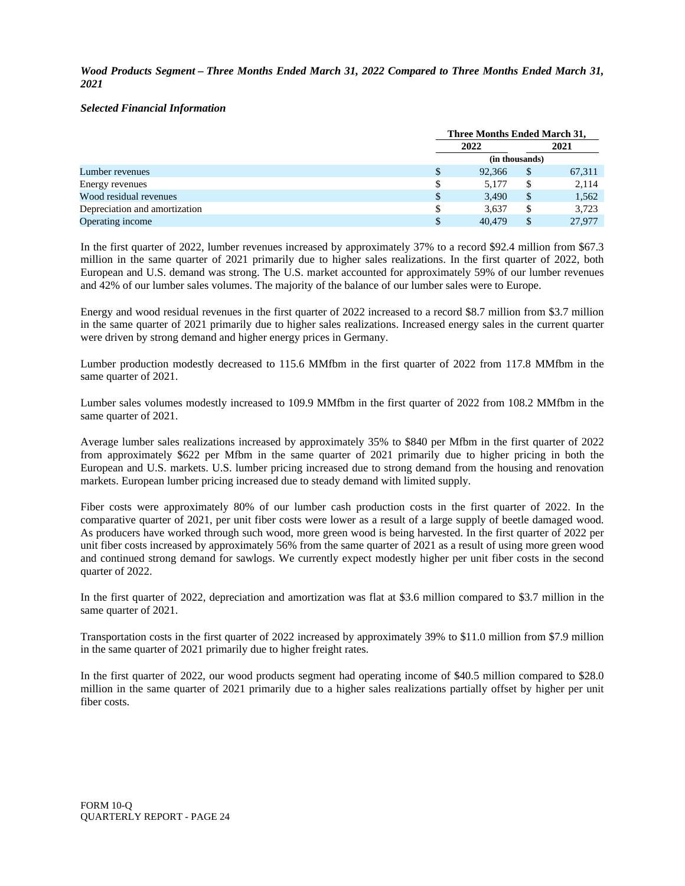***Wood Products Segment – Three Months Ended March 31, 2022 Compared to Three Months Ended March 31, 2021***

***Selected Financial Information***

| | Three Months Ended March 31, | |
|---|---|---|
| | 2022 | 2021 |
| | (in thousands) | |
| Lumber revenues | $ 92,366 | $ 67,311 |
| Energy revenues | $ 5,177 | $ 2,114 |
| Wood residual revenues | $ 3,490 | $ 1,562 |
| Depreciation and amortization | $ 3,637 | $ 3,723 |
| Operating income | $ 40,479 | $ 27,977 |

In the first quarter of 2022, lumber revenues increased by approximately 37% to a record $92.4 million from $67.3 million in the same quarter of 2021 primarily due to higher sales realizations. In the first quarter of 2022, both European and U.S. demand was strong. The U.S. market accounted for approximately 59% of our lumber revenues and 42% of our lumber sales volumes. The majority of the balance of our lumber sales were to Europe.

Energy and wood residual revenues in the first quarter of 2022 increased to a record $8.7 million from $3.7 million in the same quarter of 2021 primarily due to higher sales realizations. Increased energy sales in the current quarter were driven by strong demand and higher energy prices in Germany.

Lumber production modestly decreased to 115.6 MMfbm in the first quarter of 2022 from 117.8 MMfbm in the same quarter of 2021.

Lumber sales volumes modestly increased to 109.9 MMfbm in the first quarter of 2022 from 108.2 MMfbm in the same quarter of 2021.

Average lumber sales realizations increased by approximately 35% to $840 per Mfbm in the first quarter of 2022 from approximately $622 per Mfbm in the same quarter of 2021 primarily due to higher pricing in both the European and U.S. markets. U.S. lumber pricing increased due to strong demand from the housing and renovation markets. European lumber pricing increased due to steady demand with limited supply.

Fiber costs were approximately 80% of our lumber cash production costs in the first quarter of 2022. In the comparative quarter of 2021, per unit fiber costs were lower as a result of a large supply of beetle damaged wood. As producers have worked through such wood, more green wood is being harvested. In the first quarter of 2022 per unit fiber costs increased by approximately 56% from the same quarter of 2021 as a result of using more green wood and continued strong demand for sawlogs. We currently expect modestly higher per unit fiber costs in the second quarter of 2022.

In the first quarter of 2022, depreciation and amortization was flat at $3.6 million compared to $3.7 million in the same quarter of 2021.

Transportation costs in the first quarter of 2022 increased by approximately 39% to $11.0 million from $7.9 million in the same quarter of 2021 primarily due to higher freight rates.

In the first quarter of 2022, our wood products segment had operating income of $40.5 million compared to $28.0 million in the same quarter of 2021 primarily due to a higher sales realizations partially offset by higher per unit fiber costs.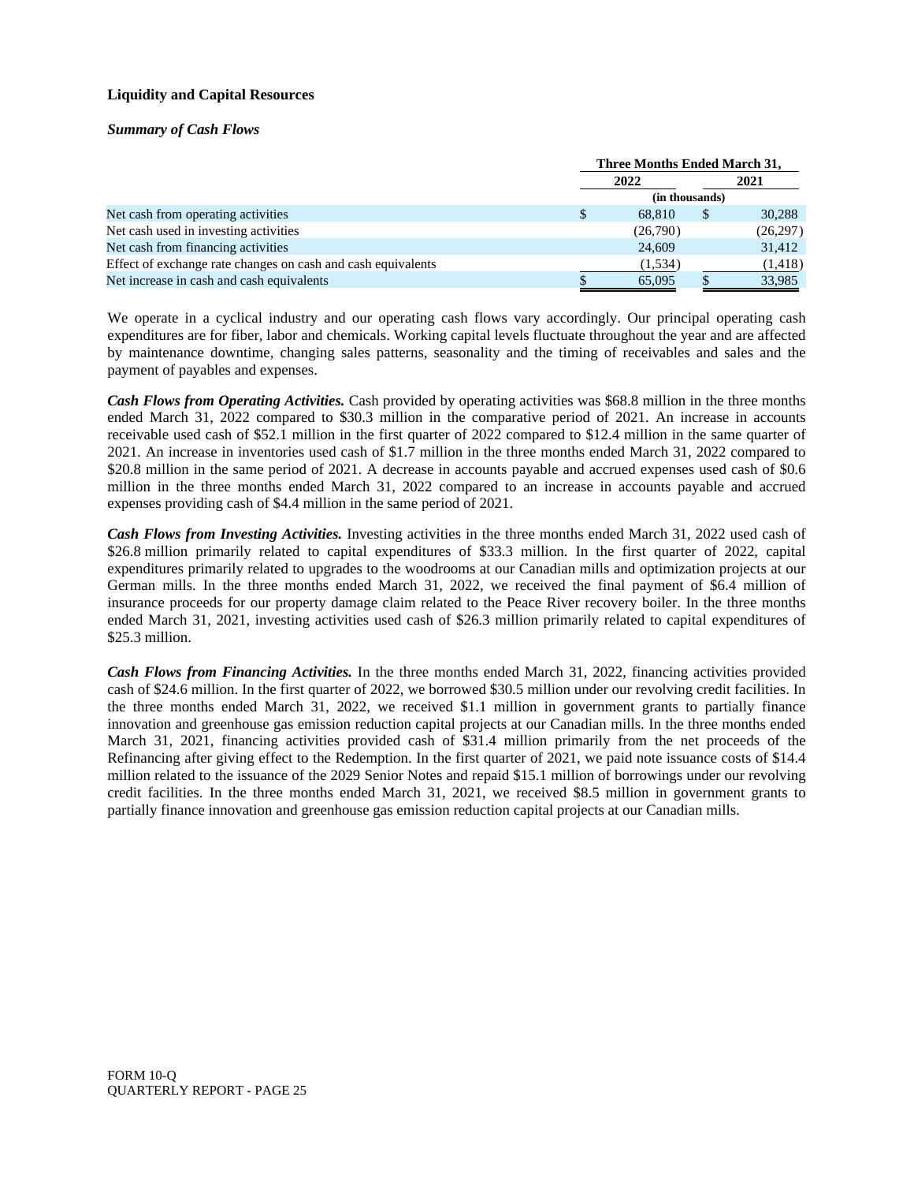### Liquidity and Capital Resources

#### *Summary of Cash Flows*

| | Three Months Ended March 31, | |
|---|---|---|
| | 2022 | 2021 |
| | (in thousands) | |
| Net cash from operating activities | $ 68,810 | $ 30,288 |
| Net cash used in investing activities | (26,790) | (26,297) |
| Net cash from financing activities | 24,609 | 31,412 |
| Effect of exchange rate changes on cash and cash equivalents | (1,534) | (1,418) |
| Net increase in cash and cash equivalents | $ 65,095 | $ 33,985 |

We operate in a cyclical industry and our operating cash flows vary accordingly. Our principal operating cash expenditures are for fiber, labor and chemicals. Working capital levels fluctuate throughout the year and are affected by maintenance downtime, changing sales patterns, seasonality and the timing of receivables and sales and the payment of payables and expenses.

***Cash Flows from Operating Activities.*** Cash provided by operating activities was $68.8 million in the three months ended March 31, 2022 compared to $30.3 million in the comparative period of 2021. An increase in accounts receivable used cash of $52.1 million in the first quarter of 2022 compared to $12.4 million in the same quarter of 2021. An increase in inventories used cash of $1.7 million in the three months ended March 31, 2022 compared to $20.8 million in the same period of 2021. A decrease in accounts payable and accrued expenses used cash of $0.6 million in the three months ended March 31, 2022 compared to an increase in accounts payable and accrued expenses providing cash of $4.4 million in the same period of 2021.

***Cash Flows from Investing Activities.*** Investing activities in the three months ended March 31, 2022 used cash of $26.8 million primarily related to capital expenditures of $33.3 million. In the first quarter of 2022, capital expenditures primarily related to upgrades to the woodrooms at our Canadian mills and optimization projects at our German mills. In the three months ended March 31, 2022, we received the final payment of $6.4 million of insurance proceeds for our property damage claim related to the Peace River recovery boiler. In the three months ended March 31, 2021, investing activities used cash of $26.3 million primarily related to capital expenditures of $25.3 million.

***Cash Flows from Financing Activities.*** In the three months ended March 31, 2022, financing activities provided cash of $24.6 million. In the first quarter of 2022, we borrowed $30.5 million under our revolving credit facilities. In the three months ended March 31, 2022, we received $1.1 million in government grants to partially finance innovation and greenhouse gas emission reduction capital projects at our Canadian mills. In the three months ended March 31, 2021, financing activities provided cash of $31.4 million primarily from the net proceeds of the Refinancing after giving effect to the Redemption. In the first quarter of 2021, we paid note issuance costs of $14.4 million related to the issuance of the 2029 Senior Notes and repaid $15.1 million of borrowings under our revolving credit facilities. In the three months ended March 31, 2021, we received $8.5 million in government grants to partially finance innovation and greenhouse gas emission reduction capital projects at our Canadian mills.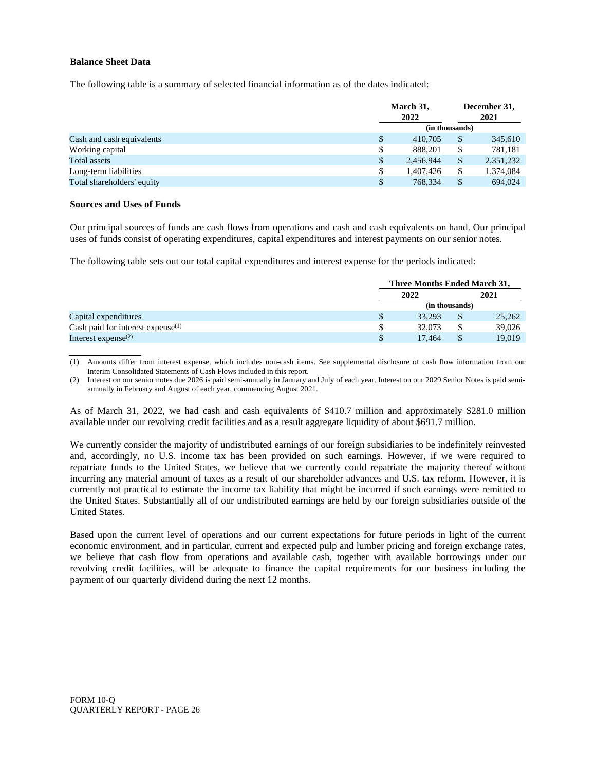**Balance Sheet Data**

The following table is a summary of selected financial information as of the dates indicated:

| | March 31, 2022 | December 31, 2021 |
|---|---|---|
| | (in thousands) | |
| Cash and cash equivalents | $ 410,705 | $ 345,610 |
| Working capital | $ 888,201 | $ 781,181 |
| Total assets | $ 2,456,944 | $ 2,351,232 |
| Long-term liabilities | $ 1,407,426 | $ 1,374,084 |
| Total shareholders' equity | $ 768,334 | $ 694,024 |

**Sources and Uses of Funds**

Our principal sources of funds are cash flows from operations and cash and cash equivalents on hand. Our principal uses of funds consist of operating expenditures, capital expenditures and interest payments on our senior notes.

The following table sets out our total capital expenditures and interest expense for the periods indicated:

| | Three Months Ended March 31, | |
|---|---|---|
| | 2022 | 2021 |
| | (in thousands) | |
| Capital expenditures | $ 33,293 | $ 25,262 |
| Cash paid for interest expense[(1)] | $ 32,073 | $ 39,026 |
| Interest expense[(2)] | $ 17,464 | $ 19,019 |

(1) Amounts differ from interest expense, which includes non-cash items. See supplemental disclosure of cash flow information from our Interim Consolidated Statements of Cash Flows included in this report.

(2) Interest on our senior notes due 2026 is paid semi-annually in January and July of each year. Interest on our 2029 Senior Notes is paid semi-annually in February and August of each year, commencing August 2021.

As of March 31, 2022, we had cash and cash equivalents of $410.7 million and approximately $281.0 million available under our revolving credit facilities and as a result aggregate liquidity of about $691.7 million.

We currently consider the majority of undistributed earnings of our foreign subsidiaries to be indefinitely reinvested and, accordingly, no U.S. income tax has been provided on such earnings. However, if we were required to repatriate funds to the United States, we believe that we currently could repatriate the majority thereof without incurring any material amount of taxes as a result of our shareholder advances and U.S. tax reform. However, it is currently not practical to estimate the income tax liability that might be incurred if such earnings were remitted to the United States. Substantially all of our undistributed earnings are held by our foreign subsidiaries outside of the United States.

Based upon the current level of operations and our current expectations for future periods in light of the current economic environment, and in particular, current and expected pulp and lumber pricing and foreign exchange rates, we believe that cash flow from operations and available cash, together with available borrowings under our revolving credit facilities, will be adequate to finance the capital requirements for our business including the payment of our quarterly dividend during the next 12 months.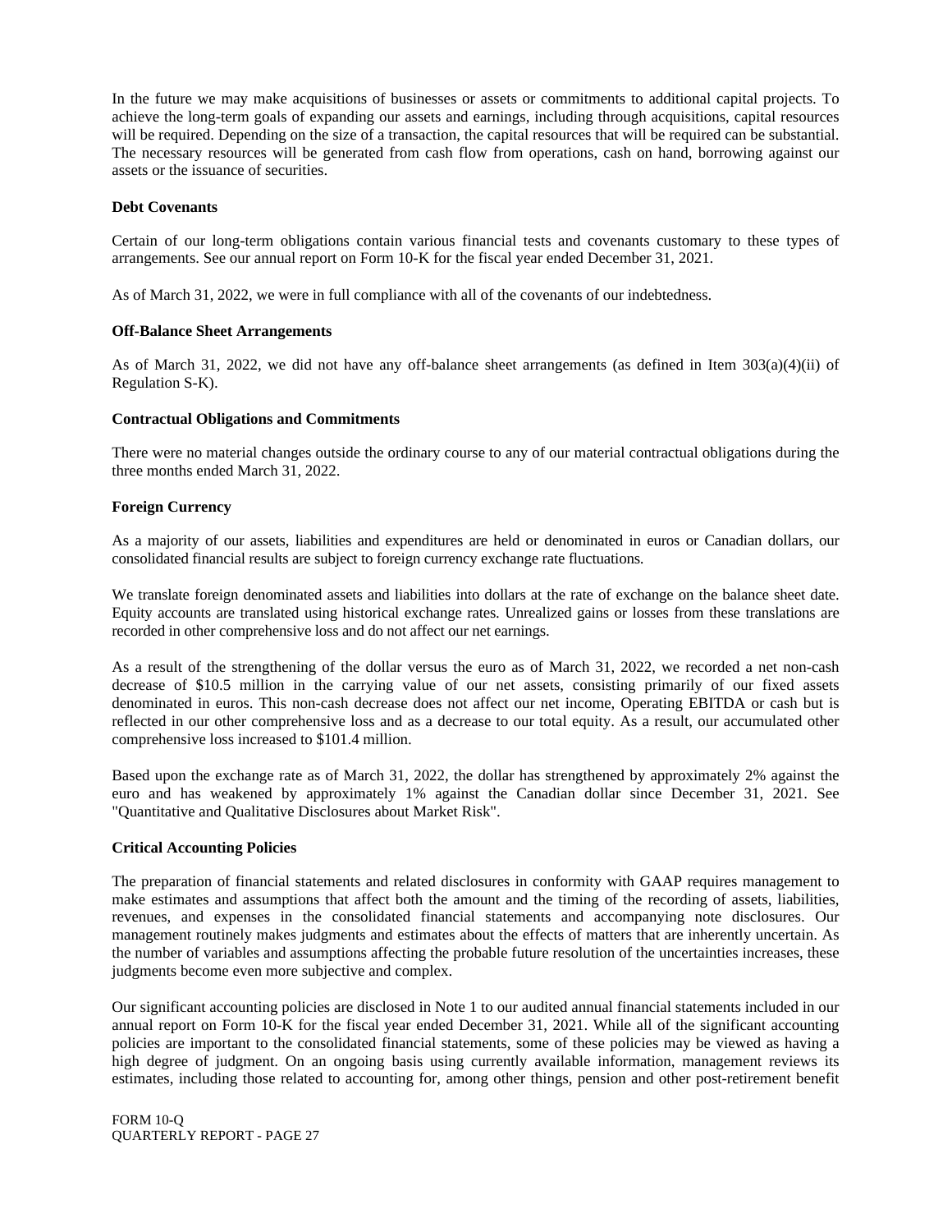In the future we may make acquisitions of businesses or assets or commitments to additional capital projects. To achieve the long-term goals of expanding our assets and earnings, including through acquisitions, capital resources will be required. Depending on the size of a transaction, the capital resources that will be required can be substantial. The necessary resources will be generated from cash flow from operations, cash on hand, borrowing against our assets or the issuance of securities.

**Debt Covenants**

Certain of our long-term obligations contain various financial tests and covenants customary to these types of arrangements. See our annual report on Form 10-K for the fiscal year ended December 31, 2021.

As of March 31, 2022, we were in full compliance with all of the covenants of our indebtedness.

**Off-Balance Sheet Arrangements**

As of March 31, 2022, we did not have any off-balance sheet arrangements (as defined in Item 303(a)(4)(ii) of Regulation S-K).

**Contractual Obligations and Commitments**

There were no material changes outside the ordinary course to any of our material contractual obligations during the three months ended March 31, 2022.

**Foreign Currency**

As a majority of our assets, liabilities and expenditures are held or denominated in euros or Canadian dollars, our consolidated financial results are subject to foreign currency exchange rate fluctuations.

We translate foreign denominated assets and liabilities into dollars at the rate of exchange on the balance sheet date. Equity accounts are translated using historical exchange rates. Unrealized gains or losses from these translations are recorded in other comprehensive loss and do not affect our net earnings.

As a result of the strengthening of the dollar versus the euro as of March 31, 2022, we recorded a net non-cash decrease of $10.5 million in the carrying value of our net assets, consisting primarily of our fixed assets denominated in euros. This non-cash decrease does not affect our net income, Operating EBITDA or cash but is reflected in our other comprehensive loss and as a decrease to our total equity. As a result, our accumulated other comprehensive loss increased to $101.4 million.

Based upon the exchange rate as of March 31, 2022, the dollar has strengthened by approximately 2% against the euro and has weakened by approximately 1% against the Canadian dollar since December 31, 2021. See "Quantitative and Qualitative Disclosures about Market Risk".

**Critical Accounting Policies**

The preparation of financial statements and related disclosures in conformity with GAAP requires management to make estimates and assumptions that affect both the amount and the timing of the recording of assets, liabilities, revenues, and expenses in the consolidated financial statements and accompanying note disclosures. Our management routinely makes judgments and estimates about the effects of matters that are inherently uncertain. As the number of variables and assumptions affecting the probable future resolution of the uncertainties increases, these judgments become even more subjective and complex.

Our significant accounting policies are disclosed in Note 1 to our audited annual financial statements included in our annual report on Form 10-K for the fiscal year ended December 31, 2021. While all of the significant accounting policies are important to the consolidated financial statements, some of these policies may be viewed as having a high degree of judgment. On an ongoing basis using currently available information, management reviews its estimates, including those related to accounting for, among other things, pension and other post-retirement benefit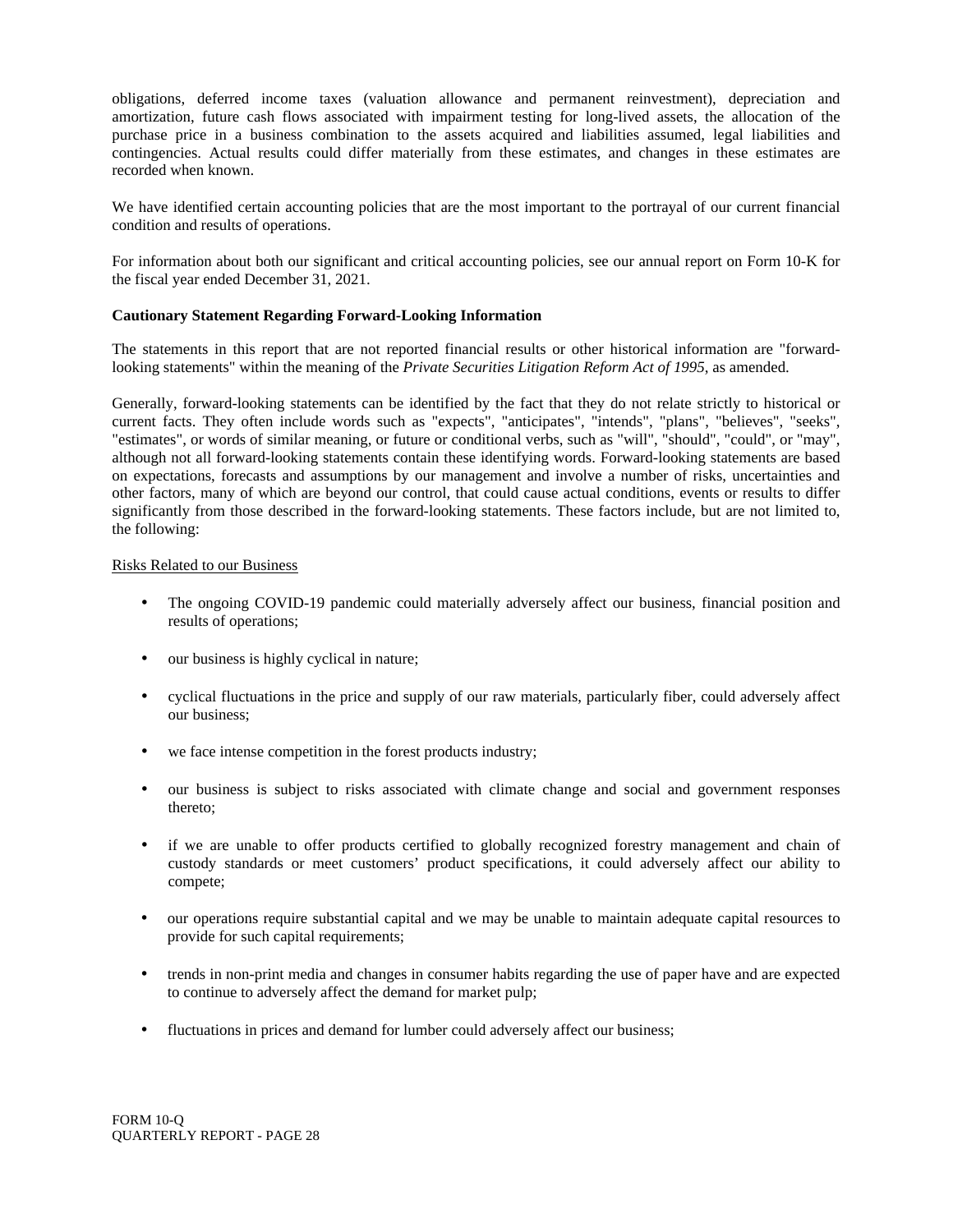obligations, deferred income taxes (valuation allowance and permanent reinvestment), depreciation and amortization, future cash flows associated with impairment testing for long-lived assets, the allocation of the purchase price in a business combination to the assets acquired and liabilities assumed, legal liabilities and contingencies. Actual results could differ materially from these estimates, and changes in these estimates are recorded when known.

We have identified certain accounting policies that are the most important to the portrayal of our current financial condition and results of operations.

For information about both our significant and critical accounting policies, see our annual report on Form 10-K for the fiscal year ended December 31, 2021.

**Cautionary Statement Regarding Forward-Looking Information**

The statements in this report that are not reported financial results or other historical information are "forward-looking statements" within the meaning of the *Private Securities Litigation Reform Act of 1995*, as amended.

Generally, forward-looking statements can be identified by the fact that they do not relate strictly to historical or current facts. They often include words such as "expects", "anticipates", "intends", "plans", "believes", "seeks", "estimates", or words of similar meaning, or future or conditional verbs, such as "will", "should", "could", or "may", although not all forward-looking statements contain these identifying words. Forward-looking statements are based on expectations, forecasts and assumptions by our management and involve a number of risks, uncertainties and other factors, many of which are beyond our control, that could cause actual conditions, events or results to differ significantly from those described in the forward-looking statements. These factors include, but are not limited to, the following:

<u>Risks Related to our Business</u>

- The ongoing COVID-19 pandemic could materially adversely affect our business, financial position and results of operations;
- our business is highly cyclical in nature;
- cyclical fluctuations in the price and supply of our raw materials, particularly fiber, could adversely affect our business;
- we face intense competition in the forest products industry;
- our business is subject to risks associated with climate change and social and government responses thereto;
- if we are unable to offer products certified to globally recognized forestry management and chain of custody standards or meet customers' product specifications, it could adversely affect our ability to compete;
- our operations require substantial capital and we may be unable to maintain adequate capital resources to provide for such capital requirements;
- trends in non-print media and changes in consumer habits regarding the use of paper have and are expected to continue to adversely affect the demand for market pulp;
- fluctuations in prices and demand for lumber could adversely affect our business;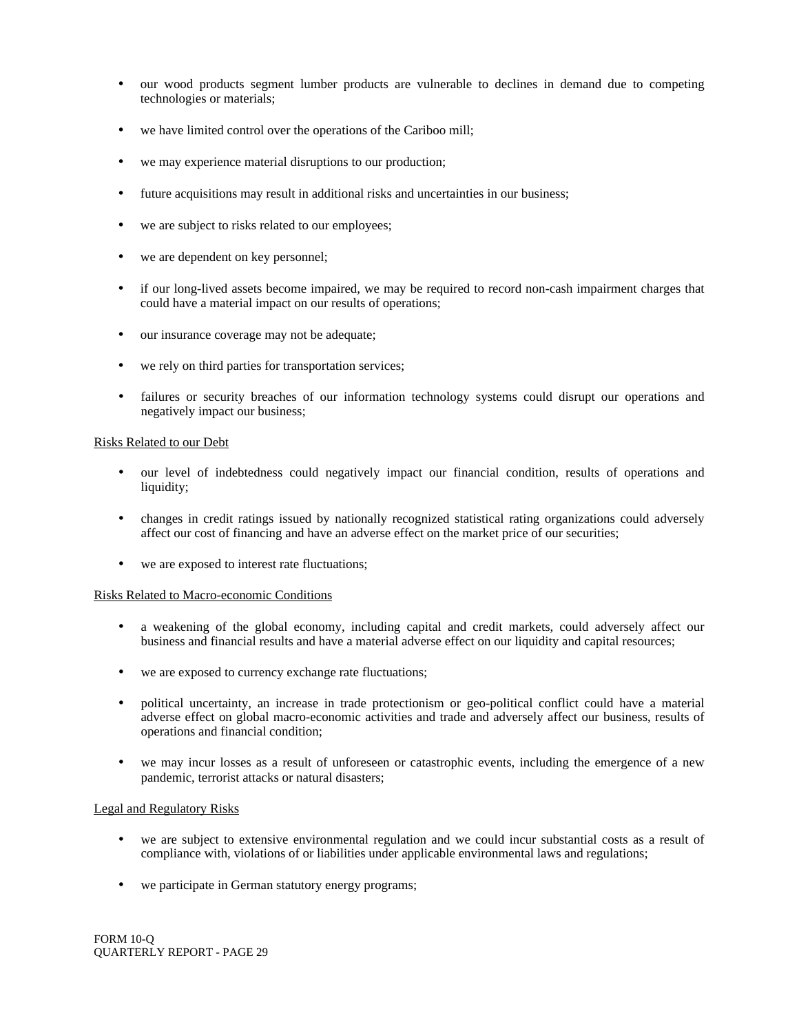- our wood products segment lumber products are vulnerable to declines in demand due to competing technologies or materials;

- we have limited control over the operations of the Cariboo mill;

- we may experience material disruptions to our production;

- future acquisitions may result in additional risks and uncertainties in our business;

- we are subject to risks related to our employees;

- we are dependent on key personnel;

- if our long-lived assets become impaired, we may be required to record non-cash impairment charges that could have a material impact on our results of operations;

- our insurance coverage may not be adequate;

- we rely on third parties for transportation services;

- failures or security breaches of our information technology systems could disrupt our operations and negatively impact our business;

Risks Related to our Debt

- our level of indebtedness could negatively impact our financial condition, results of operations and liquidity;

- changes in credit ratings issued by nationally recognized statistical rating organizations could adversely affect our cost of financing and have an adverse effect on the market price of our securities;

- we are exposed to interest rate fluctuations;

Risks Related to Macro-economic Conditions

- a weakening of the global economy, including capital and credit markets, could adversely affect our business and financial results and have a material adverse effect on our liquidity and capital resources;

- we are exposed to currency exchange rate fluctuations;

- political uncertainty, an increase in trade protectionism or geo-political conflict could have a material adverse effect on global macro-economic activities and trade and adversely affect our business, results of operations and financial condition;

- we may incur losses as a result of unforeseen or catastrophic events, including the emergence of a new pandemic, terrorist attacks or natural disasters;

Legal and Regulatory Risks

- we are subject to extensive environmental regulation and we could incur substantial costs as a result of compliance with, violations of or liabilities under applicable environmental laws and regulations;

- we participate in German statutory energy programs;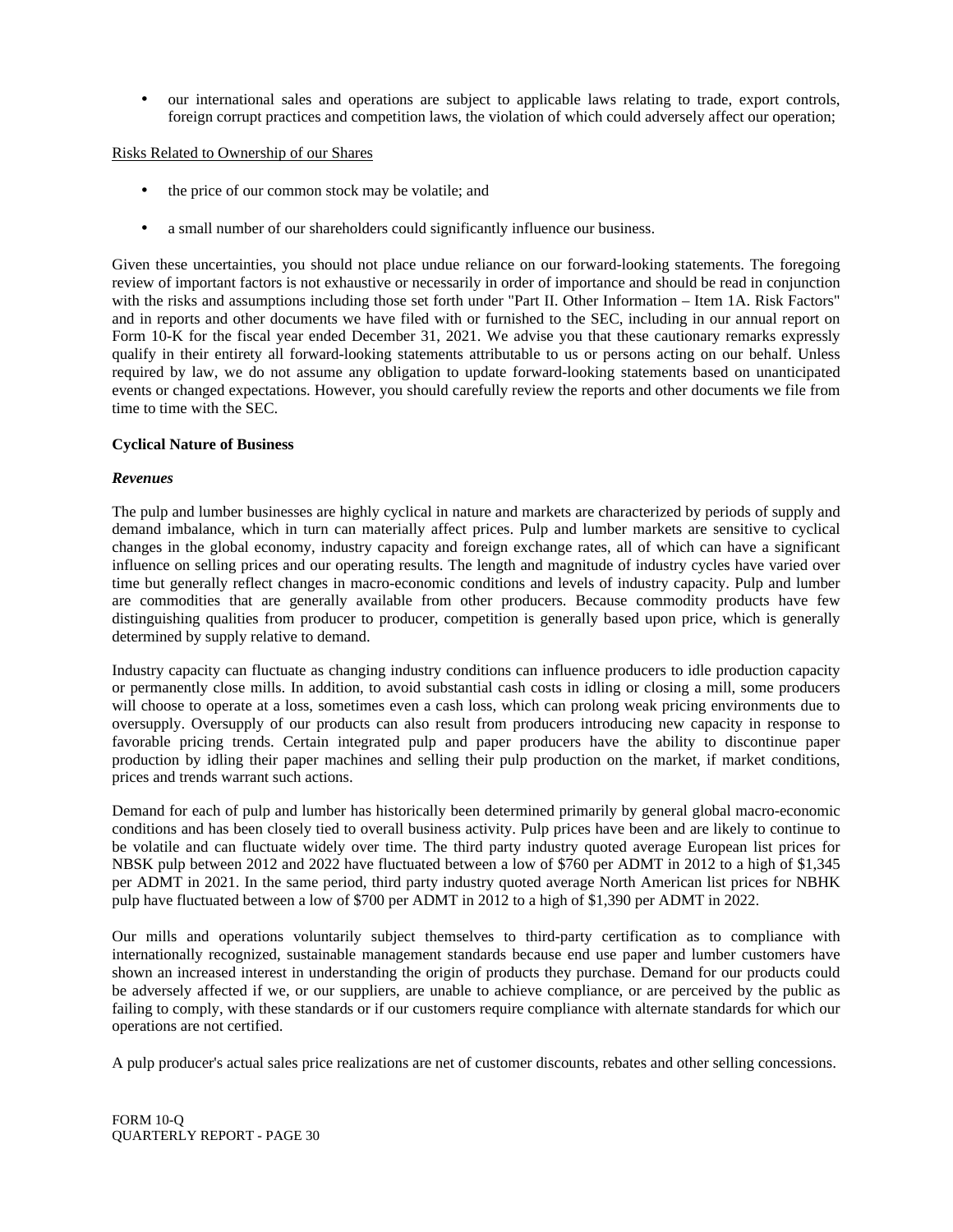- our international sales and operations are subject to applicable laws relating to trade, export controls, foreign corrupt practices and competition laws, the violation of which could adversely affect our operation;

Risks Related to Ownership of our Shares

- the price of our common stock may be volatile; and
- a small number of our shareholders could significantly influence our business.

Given these uncertainties, you should not place undue reliance on our forward-looking statements. The foregoing review of important factors is not exhaustive or necessarily in order of importance and should be read in conjunction with the risks and assumptions including those set forth under "Part II. Other Information – Item 1A. Risk Factors" and in reports and other documents we have filed with or furnished to the SEC, including in our annual report on Form 10-K for the fiscal year ended December 31, 2021. We advise you that these cautionary remarks expressly qualify in their entirety all forward-looking statements attributable to us or persons acting on our behalf. Unless required by law, we do not assume any obligation to update forward-looking statements based on unanticipated events or changed expectations. However, you should carefully review the reports and other documents we file from time to time with the SEC.

**Cyclical Nature of Business**

***Revenues***

The pulp and lumber businesses are highly cyclical in nature and markets are characterized by periods of supply and demand imbalance, which in turn can materially affect prices. Pulp and lumber markets are sensitive to cyclical changes in the global economy, industry capacity and foreign exchange rates, all of which can have a significant influence on selling prices and our operating results. The length and magnitude of industry cycles have varied over time but generally reflect changes in macro-economic conditions and levels of industry capacity. Pulp and lumber are commodities that are generally available from other producers. Because commodity products have few distinguishing qualities from producer to producer, competition is generally based upon price, which is generally determined by supply relative to demand.

Industry capacity can fluctuate as changing industry conditions can influence producers to idle production capacity or permanently close mills. In addition, to avoid substantial cash costs in idling or closing a mill, some producers will choose to operate at a loss, sometimes even a cash loss, which can prolong weak pricing environments due to oversupply. Oversupply of our products can also result from producers introducing new capacity in response to favorable pricing trends. Certain integrated pulp and paper producers have the ability to discontinue paper production by idling their paper machines and selling their pulp production on the market, if market conditions, prices and trends warrant such actions.

Demand for each of pulp and lumber has historically been determined primarily by general global macro-economic conditions and has been closely tied to overall business activity. Pulp prices have been and are likely to continue to be volatile and can fluctuate widely over time. The third party industry quoted average European list prices for NBSK pulp between 2012 and 2022 have fluctuated between a low of $760 per ADMT in 2012 to a high of $1,345 per ADMT in 2021. In the same period, third party industry quoted average North American list prices for NBHK pulp have fluctuated between a low of $700 per ADMT in 2012 to a high of $1,390 per ADMT in 2022.

Our mills and operations voluntarily subject themselves to third-party certification as to compliance with internationally recognized, sustainable management standards because end use paper and lumber customers have shown an increased interest in understanding the origin of products they purchase. Demand for our products could be adversely affected if we, or our suppliers, are unable to achieve compliance, or are perceived by the public as failing to comply, with these standards or if our customers require compliance with alternate standards for which our operations are not certified.

A pulp producer's actual sales price realizations are net of customer discounts, rebates and other selling concessions.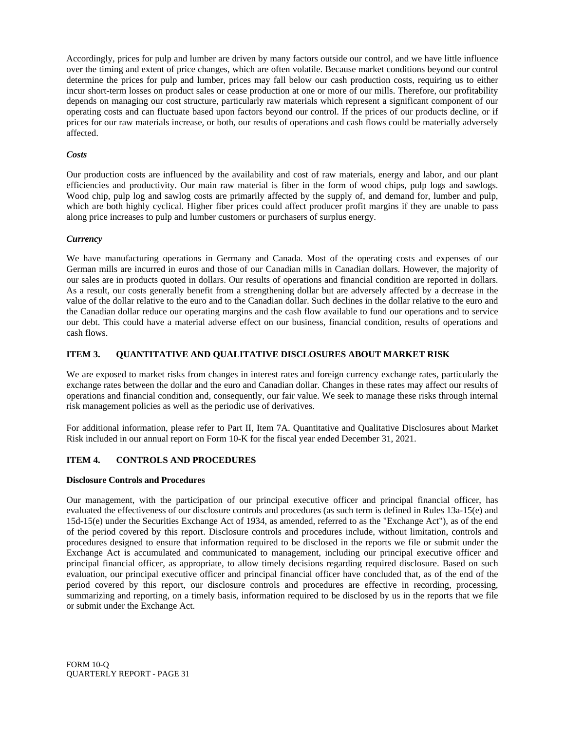Accordingly, prices for pulp and lumber are driven by many factors outside our control, and we have little influence over the timing and extent of price changes, which are often volatile. Because market conditions beyond our control determine the prices for pulp and lumber, prices may fall below our cash production costs, requiring us to either incur short-term losses on product sales or cease production at one or more of our mills. Therefore, our profitability depends on managing our cost structure, particularly raw materials which represent a significant component of our operating costs and can fluctuate based upon factors beyond our control. If the prices of our products decline, or if prices for our raw materials increase, or both, our results of operations and cash flows could be materially adversely affected.

***Costs***

Our production costs are influenced by the availability and cost of raw materials, energy and labor, and our plant efficiencies and productivity. Our main raw material is fiber in the form of wood chips, pulp logs and sawlogs. Wood chip, pulp log and sawlog costs are primarily affected by the supply of, and demand for, lumber and pulp, which are both highly cyclical. Higher fiber prices could affect producer profit margins if they are unable to pass along price increases to pulp and lumber customers or purchasers of surplus energy.

***Currency***

We have manufacturing operations in Germany and Canada. Most of the operating costs and expenses of our German mills are incurred in euros and those of our Canadian mills in Canadian dollars. However, the majority of our sales are in products quoted in dollars. Our results of operations and financial condition are reported in dollars. As a result, our costs generally benefit from a strengthening dollar but are adversely affected by a decrease in the value of the dollar relative to the euro and to the Canadian dollar. Such declines in the dollar relative to the euro and the Canadian dollar reduce our operating margins and the cash flow available to fund our operations and to service our debt. This could have a material adverse effect on our business, financial condition, results of operations and cash flows.

## ITEM 3. QUANTITATIVE AND QUALITATIVE DISCLOSURES ABOUT MARKET RISK

We are exposed to market risks from changes in interest rates and foreign currency exchange rates, particularly the exchange rates between the dollar and the euro and Canadian dollar. Changes in these rates may affect our results of operations and financial condition and, consequently, our fair value. We seek to manage these risks through internal risk management policies as well as the periodic use of derivatives.

For additional information, please refer to Part II, Item 7A. Quantitative and Qualitative Disclosures about Market Risk included in our annual report on Form 10-K for the fiscal year ended December 31, 2021.

## ITEM 4. CONTROLS AND PROCEDURES

**Disclosure Controls and Procedures**

Our management, with the participation of our principal executive officer and principal financial officer, has evaluated the effectiveness of our disclosure controls and procedures (as such term is defined in Rules 13a-15(e) and 15d-15(e) under the Securities Exchange Act of 1934, as amended, referred to as the "Exchange Act"), as of the end of the period covered by this report. Disclosure controls and procedures include, without limitation, controls and procedures designed to ensure that information required to be disclosed in the reports we file or submit under the Exchange Act is accumulated and communicated to management, including our principal executive officer and principal financial officer, as appropriate, to allow timely decisions regarding required disclosure. Based on such evaluation, our principal executive officer and principal financial officer have concluded that, as of the end of the period covered by this report, our disclosure controls and procedures are effective in recording, processing, summarizing and reporting, on a timely basis, information required to be disclosed by us in the reports that we file or submit under the Exchange Act.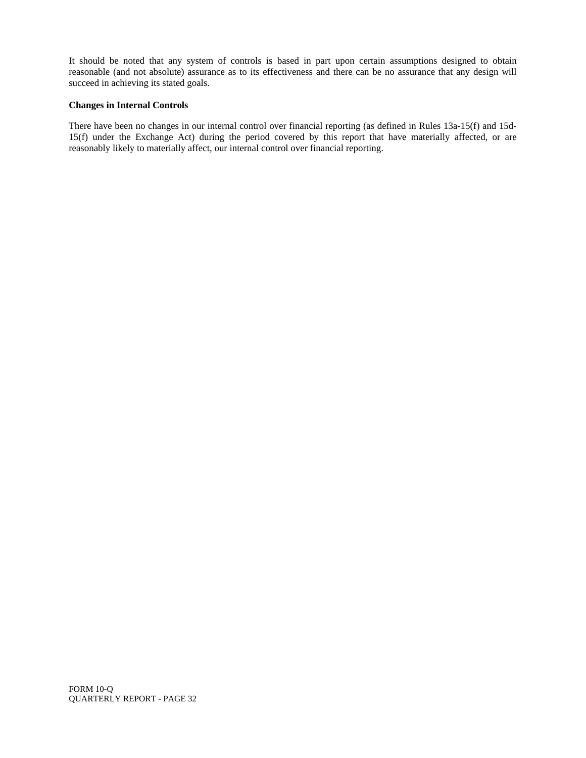It should be noted that any system of controls is based in part upon certain assumptions designed to obtain reasonable (and not absolute) assurance as to its effectiveness and there can be no assurance that any design will succeed in achieving its stated goals.

**Changes in Internal Controls**

There have been no changes in our internal control over financial reporting (as defined in Rules 13a-15(f) and 15d-15(f) under the Exchange Act) during the period covered by this report that have materially affected, or are reasonably likely to materially affect, our internal control over financial reporting.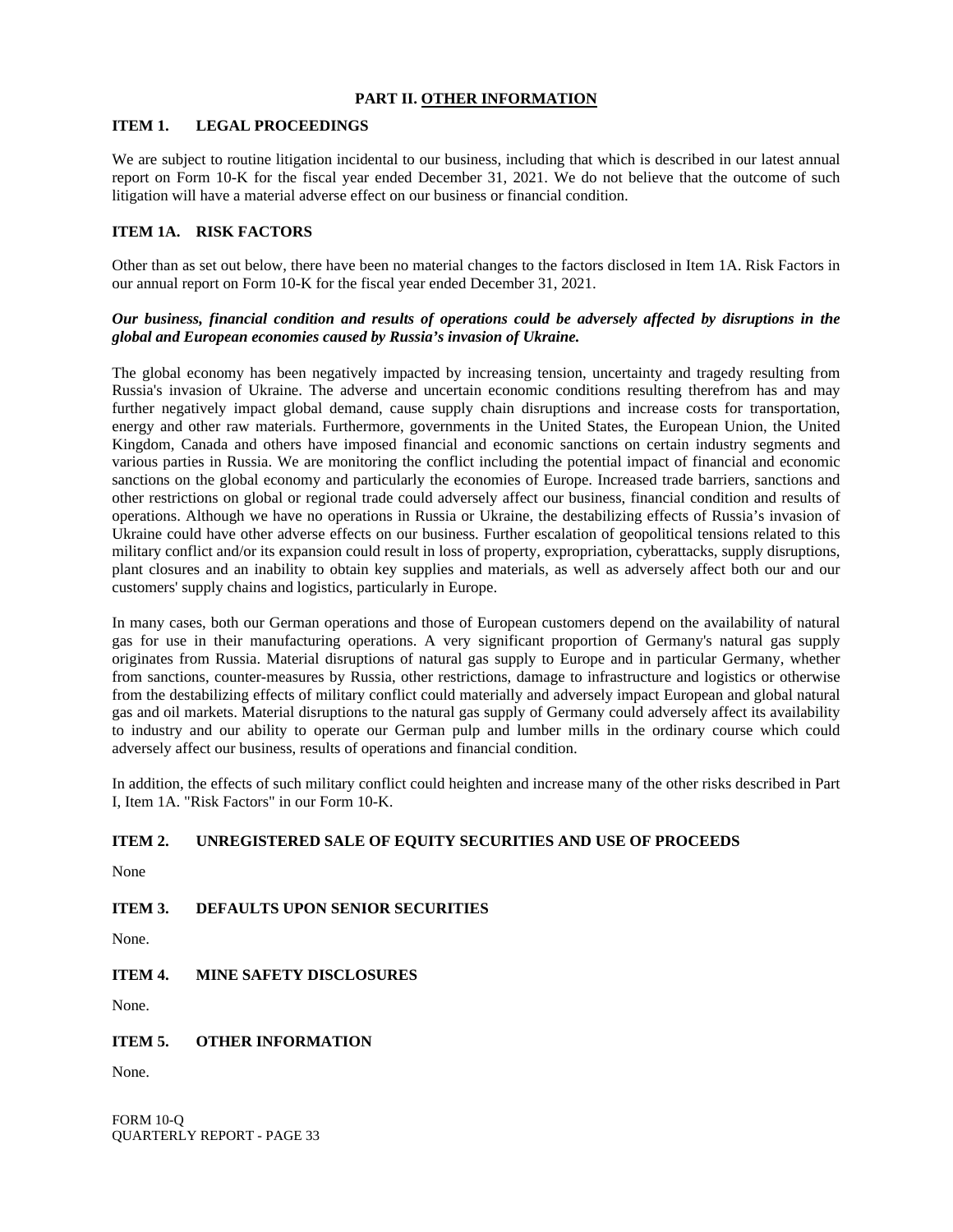# PART II. OTHER INFORMATION

## ITEM 1. LEGAL PROCEEDINGS

We are subject to routine litigation incidental to our business, including that which is described in our latest annual report on Form 10-K for the fiscal year ended December 31, 2021. We do not believe that the outcome of such litigation will have a material adverse effect on our business or financial condition.

## ITEM 1A. RISK FACTORS

Other than as set out below, there have been no material changes to the factors disclosed in Item 1A. Risk Factors in our annual report on Form 10-K for the fiscal year ended December 31, 2021.

***Our business, financial condition and results of operations could be adversely affected by disruptions in the global and European economies caused by Russia's invasion of Ukraine.***

The global economy has been negatively impacted by increasing tension, uncertainty and tragedy resulting from Russia's invasion of Ukraine. The adverse and uncertain economic conditions resulting therefrom has and may further negatively impact global demand, cause supply chain disruptions and increase costs for transportation, energy and other raw materials. Furthermore, governments in the United States, the European Union, the United Kingdom, Canada and others have imposed financial and economic sanctions on certain industry segments and various parties in Russia. We are monitoring the conflict including the potential impact of financial and economic sanctions on the global economy and particularly the economies of Europe. Increased trade barriers, sanctions and other restrictions on global or regional trade could adversely affect our business, financial condition and results of operations. Although we have no operations in Russia or Ukraine, the destabilizing effects of Russia's invasion of Ukraine could have other adverse effects on our business. Further escalation of geopolitical tensions related to this military conflict and/or its expansion could result in loss of property, expropriation, cyberattacks, supply disruptions, plant closures and an inability to obtain key supplies and materials, as well as adversely affect both our and our customers' supply chains and logistics, particularly in Europe.

In many cases, both our German operations and those of European customers depend on the availability of natural gas for use in their manufacturing operations. A very significant proportion of Germany's natural gas supply originates from Russia. Material disruptions of natural gas supply to Europe and in particular Germany, whether from sanctions, counter-measures by Russia, other restrictions, damage to infrastructure and logistics or otherwise from the destabilizing effects of military conflict could materially and adversely impact European and global natural gas and oil markets. Material disruptions to the natural gas supply of Germany could adversely affect its availability to industry and our ability to operate our German pulp and lumber mills in the ordinary course which could adversely affect our business, results of operations and financial condition.

In addition, the effects of such military conflict could heighten and increase many of the other risks described in Part I, Item 1A. "Risk Factors" in our Form 10-K.

## ITEM 2. UNREGISTERED SALE OF EQUITY SECURITIES AND USE OF PROCEEDS

None

## ITEM 3. DEFAULTS UPON SENIOR SECURITIES

None.

## ITEM 4. MINE SAFETY DISCLOSURES

None.

## ITEM 5. OTHER INFORMATION

None.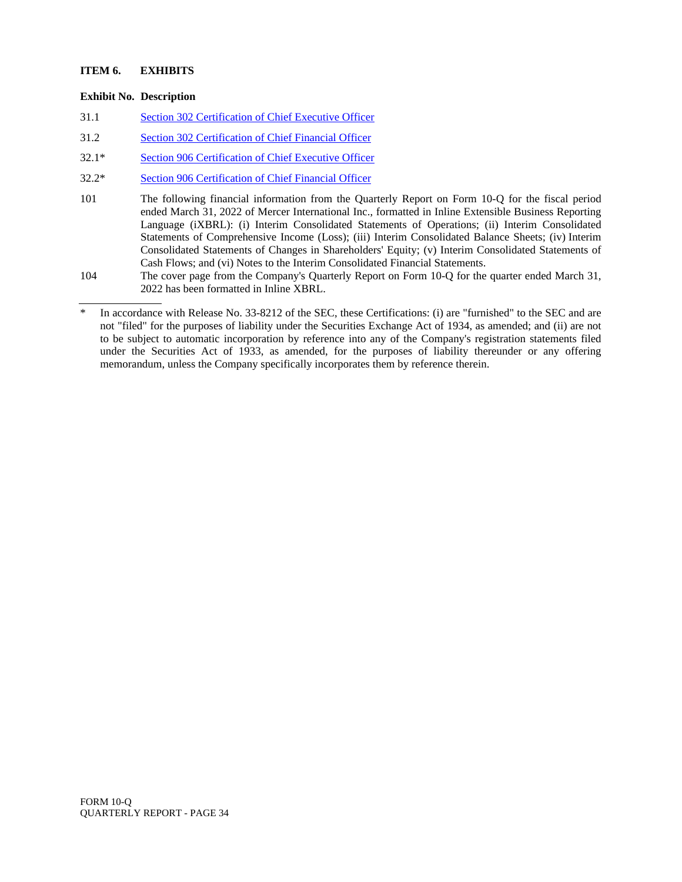## ITEM 6. EXHIBITS

| Exhibit No. | Description |
|---|---|
| 31.1 | Section 302 Certification of Chief Executive Officer |
| 31.2 | Section 302 Certification of Chief Financial Officer |
| 32.1* | Section 906 Certification of Chief Executive Officer |
| 32.2* | Section 906 Certification of Chief Financial Officer |
| 101 | The following financial information from the Quarterly Report on Form 10-Q for the fiscal period ended March 31, 2022 of Mercer International Inc., formatted in Inline Extensible Business Reporting Language (iXBRL): (i) Interim Consolidated Statements of Operations; (ii) Interim Consolidated Statements of Comprehensive Income (Loss); (iii) Interim Consolidated Balance Sheets; (iv) Interim Consolidated Statements of Changes in Shareholders' Equity; (v) Interim Consolidated Statements of Cash Flows; and (vi) Notes to the Interim Consolidated Financial Statements. |
| 104 | The cover page from the Company's Quarterly Report on Form 10-Q for the quarter ended March 31, 2022 has been formatted in Inline XBRL. |

---

\* In accordance with Release No. 33-8212 of the SEC, these Certifications: (i) are "furnished" to the SEC and are not "filed" for the purposes of liability under the Securities Exchange Act of 1934, as amended; and (ii) are not to be subject to automatic incorporation by reference into any of the Company's registration statements filed under the Securities Act of 1933, as amended, for the purposes of liability thereunder or any offering memorandum, unless the Company specifically incorporates them by reference therein.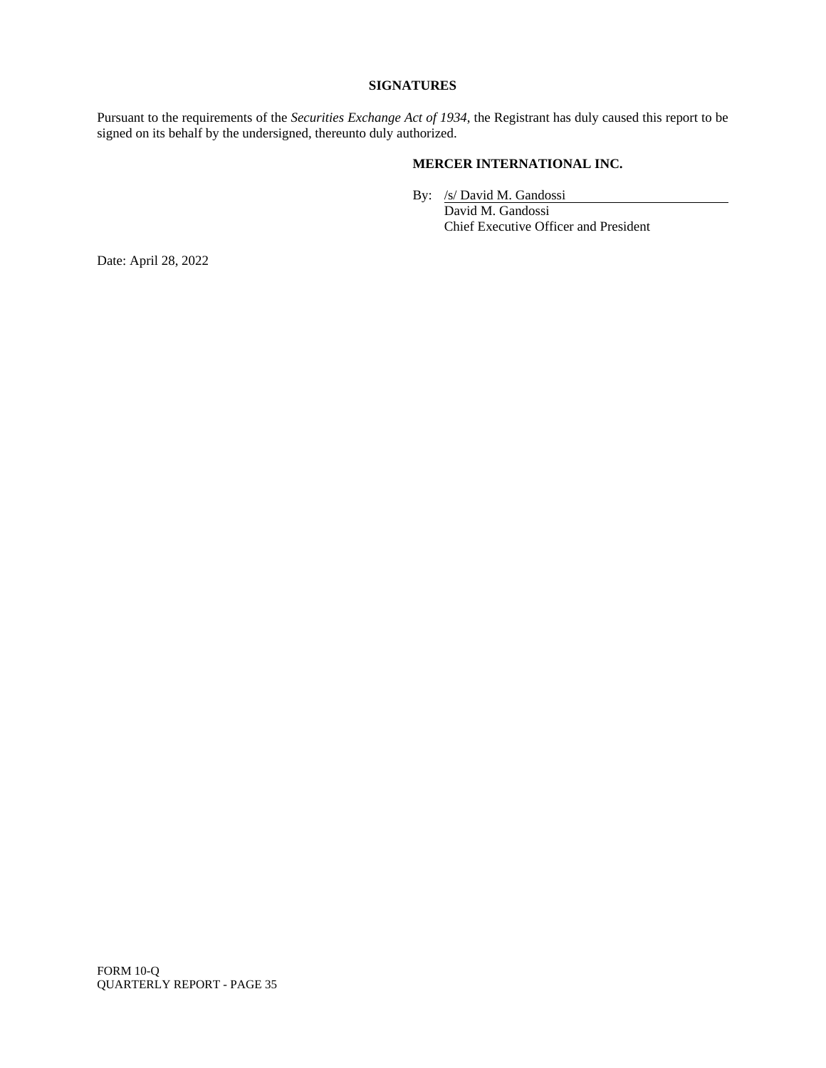## SIGNATURES

Pursuant to the requirements of the *Securities Exchange Act of 1934*, the Registrant has duly caused this report to be signed on its behalf by the undersigned, thereunto duly authorized.

**MERCER INTERNATIONAL INC.**

By: /s/ David M. Gandossi
David M. Gandossi
Chief Executive Officer and President

Date: April 28, 2022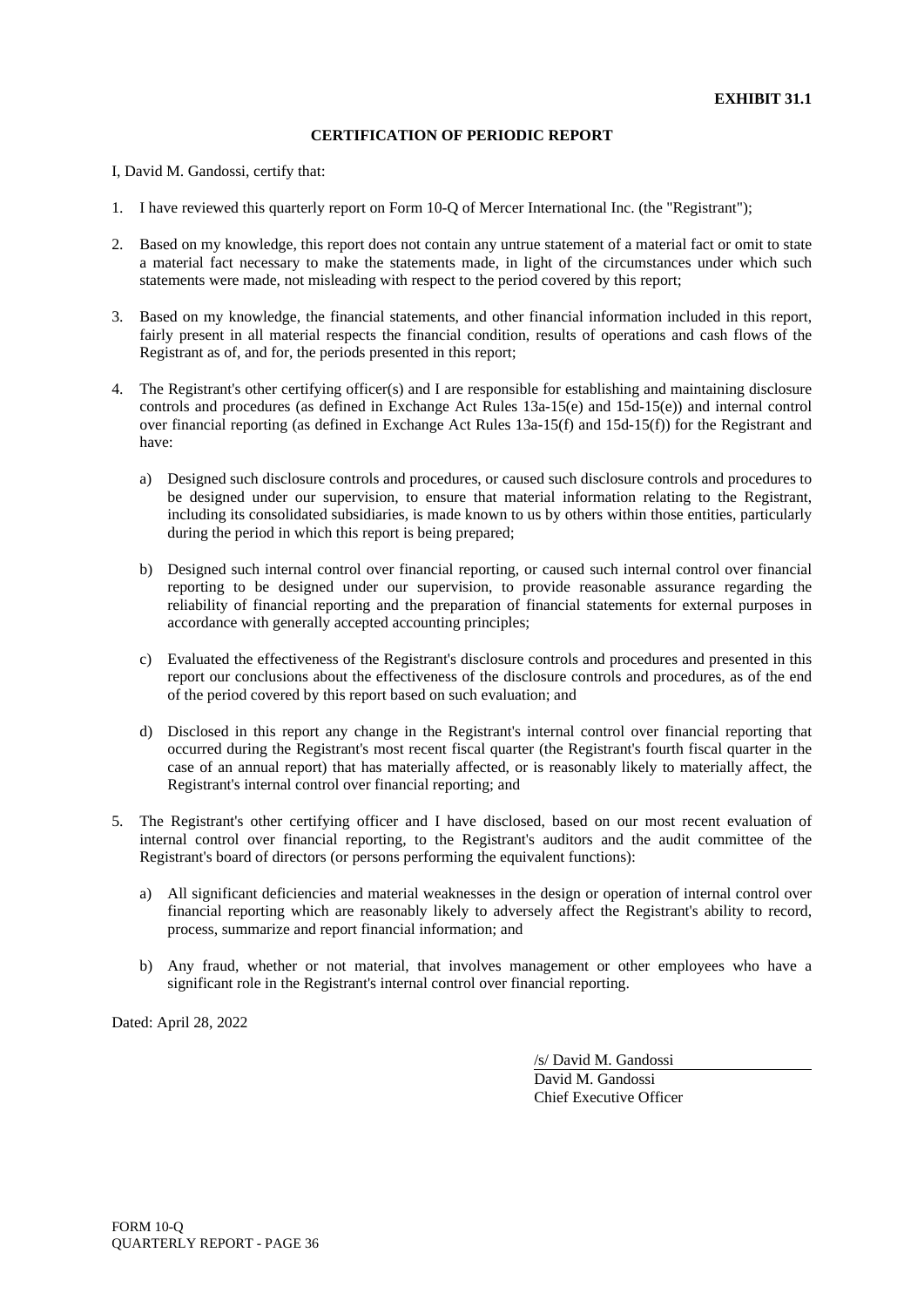**EXHIBIT 31.1**

**CERTIFICATION OF PERIODIC REPORT**

I, David M. Gandossi, certify that:

1. I have reviewed this quarterly report on Form 10-Q of Mercer International Inc. (the "Registrant");

2. Based on my knowledge, this report does not contain any untrue statement of a material fact or omit to state a material fact necessary to make the statements made, in light of the circumstances under which such statements were made, not misleading with respect to the period covered by this report;

3. Based on my knowledge, the financial statements, and other financial information included in this report, fairly present in all material respects the financial condition, results of operations and cash flows of the Registrant as of, and for, the periods presented in this report;

4. The Registrant's other certifying officer(s) and I are responsible for establishing and maintaining disclosure controls and procedures (as defined in Exchange Act Rules 13a-15(e) and 15d-15(e)) and internal control over financial reporting (as defined in Exchange Act Rules 13a-15(f) and 15d-15(f)) for the Registrant and have:

   a) Designed such disclosure controls and procedures, or caused such disclosure controls and procedures to be designed under our supervision, to ensure that material information relating to the Registrant, including its consolidated subsidiaries, is made known to us by others within those entities, particularly during the period in which this report is being prepared;

   b) Designed such internal control over financial reporting, or caused such internal control over financial reporting to be designed under our supervision, to provide reasonable assurance regarding the reliability of financial reporting and the preparation of financial statements for external purposes in accordance with generally accepted accounting principles;

   c) Evaluated the effectiveness of the Registrant's disclosure controls and procedures and presented in this report our conclusions about the effectiveness of the disclosure controls and procedures, as of the end of the period covered by this report based on such evaluation; and

   d) Disclosed in this report any change in the Registrant's internal control over financial reporting that occurred during the Registrant's most recent fiscal quarter (the Registrant's fourth fiscal quarter in the case of an annual report) that has materially affected, or is reasonably likely to materially affect, the Registrant's internal control over financial reporting; and

5. The Registrant's other certifying officer and I have disclosed, based on our most recent evaluation of internal control over financial reporting, to the Registrant's auditors and the audit committee of the Registrant's board of directors (or persons performing the equivalent functions):

   a) All significant deficiencies and material weaknesses in the design or operation of internal control over financial reporting which are reasonably likely to adversely affect the Registrant's ability to record, process, summarize and report financial information; and

   b) Any fraud, whether or not material, that involves management or other employees who have a significant role in the Registrant's internal control over financial reporting.

Dated: April 28, 2022

/s/ David M. Gandossi
David M. Gandossi
Chief Executive Officer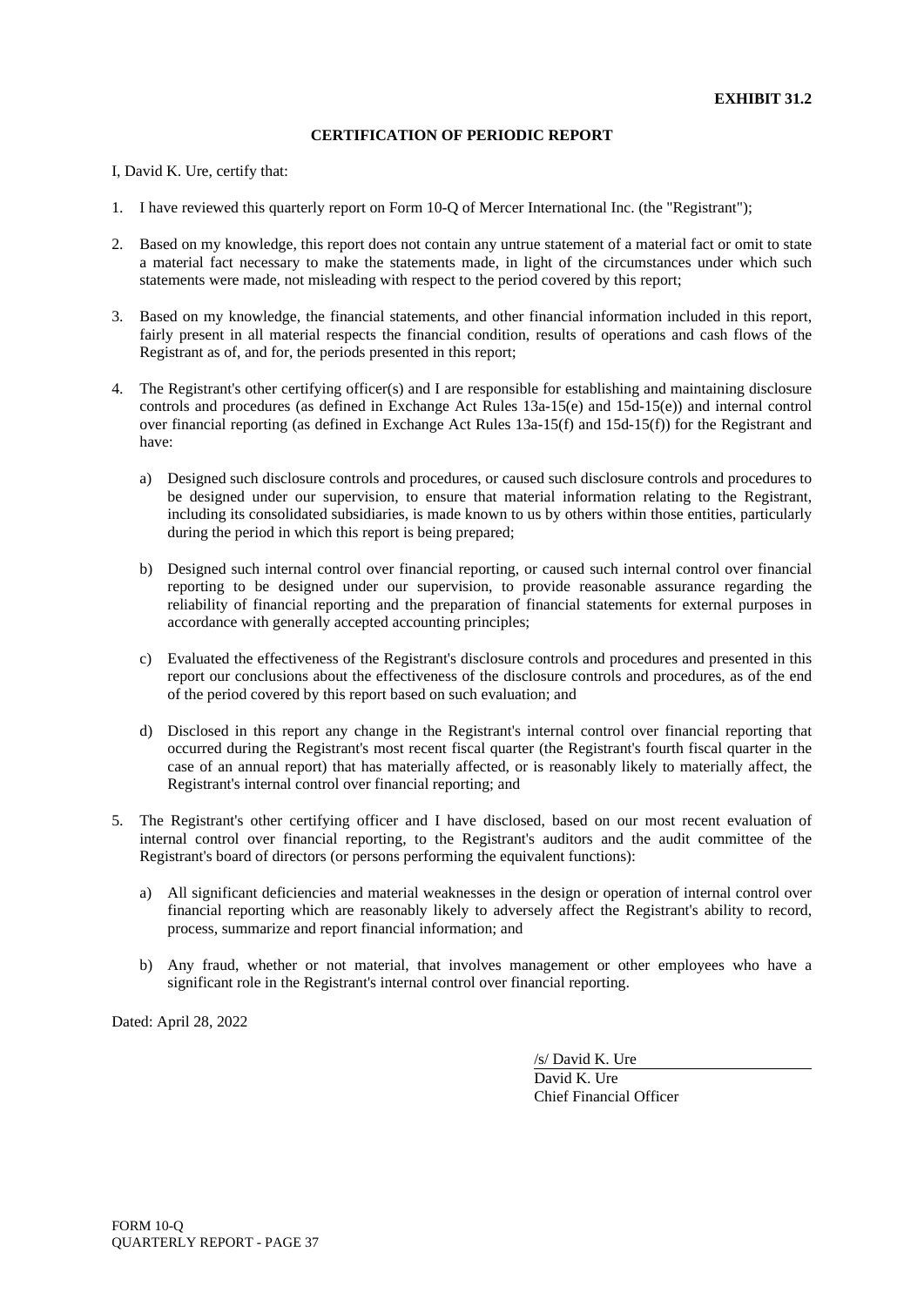**EXHIBIT 31.2**

**CERTIFICATION OF PERIODIC REPORT**

I, David K. Ure, certify that:

1. I have reviewed this quarterly report on Form 10-Q of Mercer International Inc. (the "Registrant");

2. Based on my knowledge, this report does not contain any untrue statement of a material fact or omit to state a material fact necessary to make the statements made, in light of the circumstances under which such statements were made, not misleading with respect to the period covered by this report;

3. Based on my knowledge, the financial statements, and other financial information included in this report, fairly present in all material respects the financial condition, results of operations and cash flows of the Registrant as of, and for, the periods presented in this report;

4. The Registrant's other certifying officer(s) and I are responsible for establishing and maintaining disclosure controls and procedures (as defined in Exchange Act Rules 13a-15(e) and 15d-15(e)) and internal control over financial reporting (as defined in Exchange Act Rules 13a-15(f) and 15d-15(f)) for the Registrant and have:

   a) Designed such disclosure controls and procedures, or caused such disclosure controls and procedures to be designed under our supervision, to ensure that material information relating to the Registrant, including its consolidated subsidiaries, is made known to us by others within those entities, particularly during the period in which this report is being prepared;

   b) Designed such internal control over financial reporting, or caused such internal control over financial reporting to be designed under our supervision, to provide reasonable assurance regarding the reliability of financial reporting and the preparation of financial statements for external purposes in accordance with generally accepted accounting principles;

   c) Evaluated the effectiveness of the Registrant's disclosure controls and procedures and presented in this report our conclusions about the effectiveness of the disclosure controls and procedures, as of the end of the period covered by this report based on such evaluation; and

   d) Disclosed in this report any change in the Registrant's internal control over financial reporting that occurred during the Registrant's most recent fiscal quarter (the Registrant's fourth fiscal quarter in the case of an annual report) that has materially affected, or is reasonably likely to materially affect, the Registrant's internal control over financial reporting; and

5. The Registrant's other certifying officer and I have disclosed, based on our most recent evaluation of internal control over financial reporting, to the Registrant's auditors and the audit committee of the Registrant's board of directors (or persons performing the equivalent functions):

   a) All significant deficiencies and material weaknesses in the design or operation of internal control over financial reporting which are reasonably likely to adversely affect the Registrant's ability to record, process, summarize and report financial information; and

   b) Any fraud, whether or not material, that involves management or other employees who have a significant role in the Registrant's internal control over financial reporting.

Dated: April 28, 2022

/s/ David K. Ure
David K. Ure
Chief Financial Officer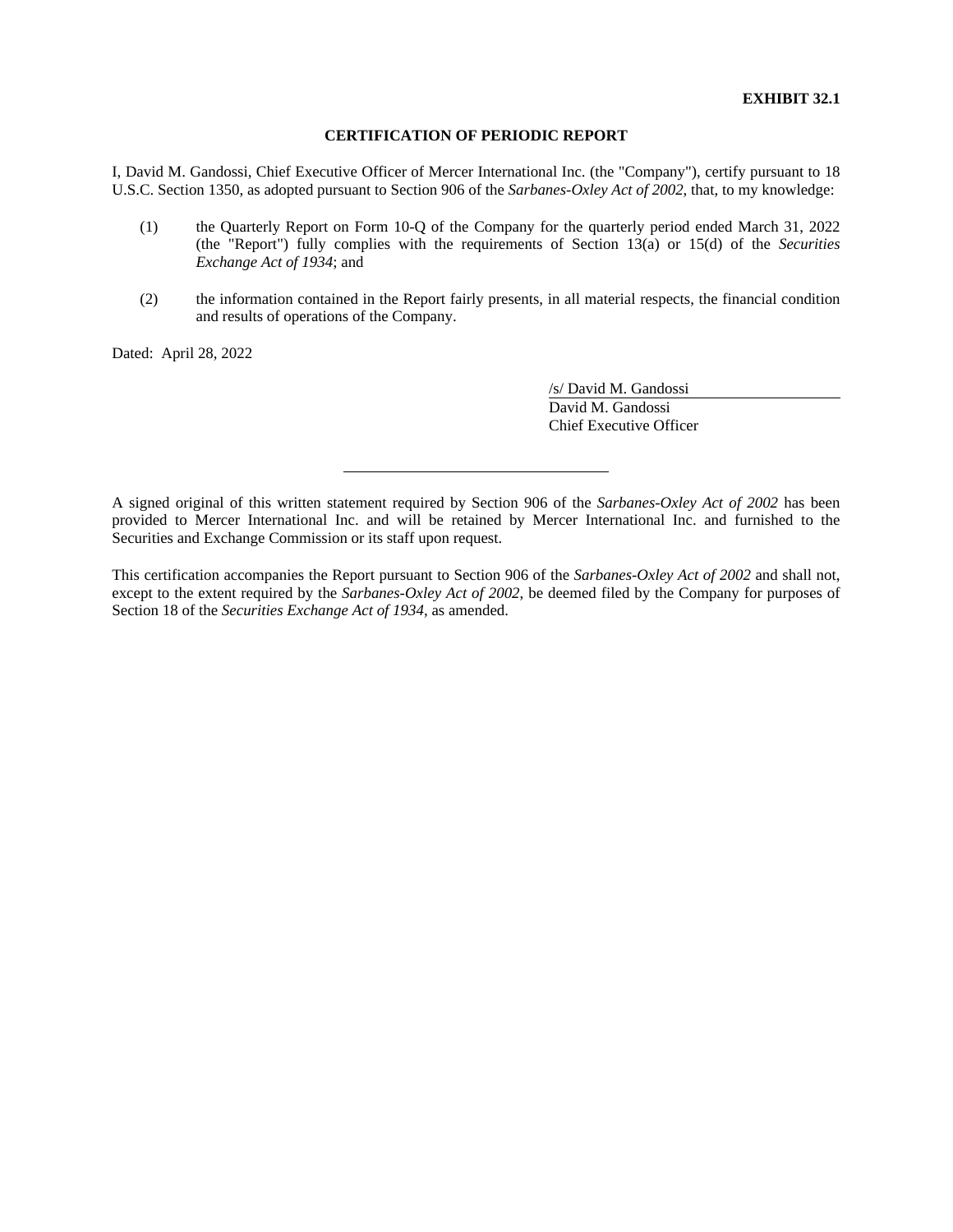**EXHIBIT 32.1**

## CERTIFICATION OF PERIODIC REPORT

I, David M. Gandossi, Chief Executive Officer of Mercer International Inc. (the "Company"), certify pursuant to 18 U.S.C. Section 1350, as adopted pursuant to Section 906 of the *Sarbanes-Oxley Act of 2002*, that, to my knowledge:

(1) the Quarterly Report on Form 10-Q of the Company for the quarterly period ended March 31, 2022 (the "Report") fully complies with the requirements of Section 13(a) or 15(d) of the *Securities Exchange Act of 1934*; and

(2) the information contained in the Report fairly presents, in all material respects, the financial condition and results of operations of the Company.

Dated: April 28, 2022

/s/ David M. Gandossi
David M. Gandossi
Chief Executive Officer

---

A signed original of this written statement required by Section 906 of the *Sarbanes-Oxley Act of 2002* has been provided to Mercer International Inc. and will be retained by Mercer International Inc. and furnished to the Securities and Exchange Commission or its staff upon request.

This certification accompanies the Report pursuant to Section 906 of the *Sarbanes-Oxley Act of 2002* and shall not, except to the extent required by the *Sarbanes-Oxley Act of 2002*, be deemed filed by the Company for purposes of Section 18 of the *Securities Exchange Act of 1934*, as amended.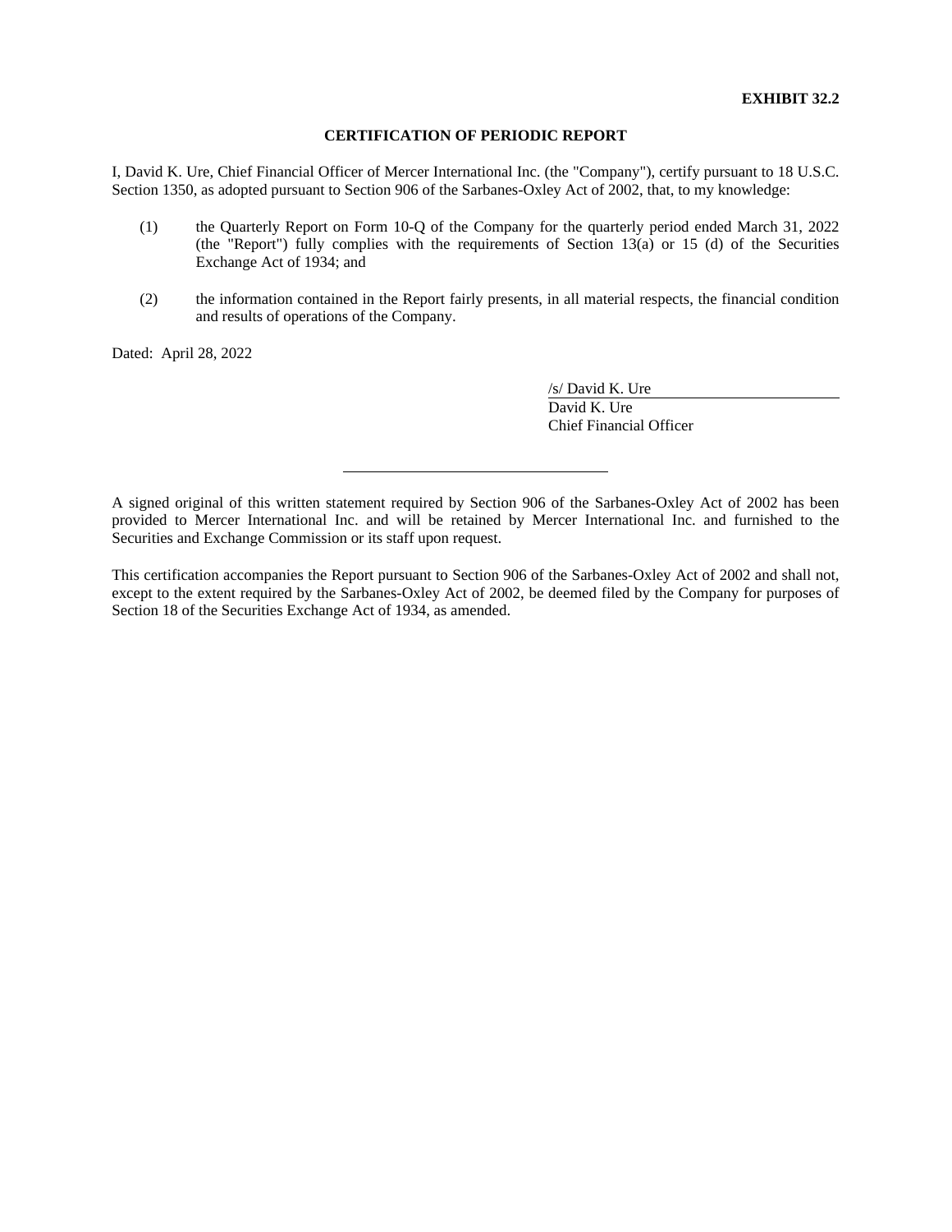**EXHIBIT 32.2**

**CERTIFICATION OF PERIODIC REPORT**

I, David K. Ure, Chief Financial Officer of Mercer International Inc. (the "Company"), certify pursuant to 18 U.S.C. Section 1350, as adopted pursuant to Section 906 of the Sarbanes-Oxley Act of 2002, that, to my knowledge:

(1) the Quarterly Report on Form 10-Q of the Company for the quarterly period ended March 31, 2022 (the "Report") fully complies with the requirements of Section 13(a) or 15 (d) of the Securities Exchange Act of 1934; and

(2) the information contained in the Report fairly presents, in all material respects, the financial condition and results of operations of the Company.

Dated: April 28, 2022

/s/ David K. Ure
David K. Ure
Chief Financial Officer

---

A signed original of this written statement required by Section 906 of the Sarbanes-Oxley Act of 2002 has been provided to Mercer International Inc. and will be retained by Mercer International Inc. and furnished to the Securities and Exchange Commission or its staff upon request.

This certification accompanies the Report pursuant to Section 906 of the Sarbanes-Oxley Act of 2002 and shall not, except to the extent required by the Sarbanes-Oxley Act of 2002, be deemed filed by the Company for purposes of Section 18 of the Securities Exchange Act of 1934, as amended.